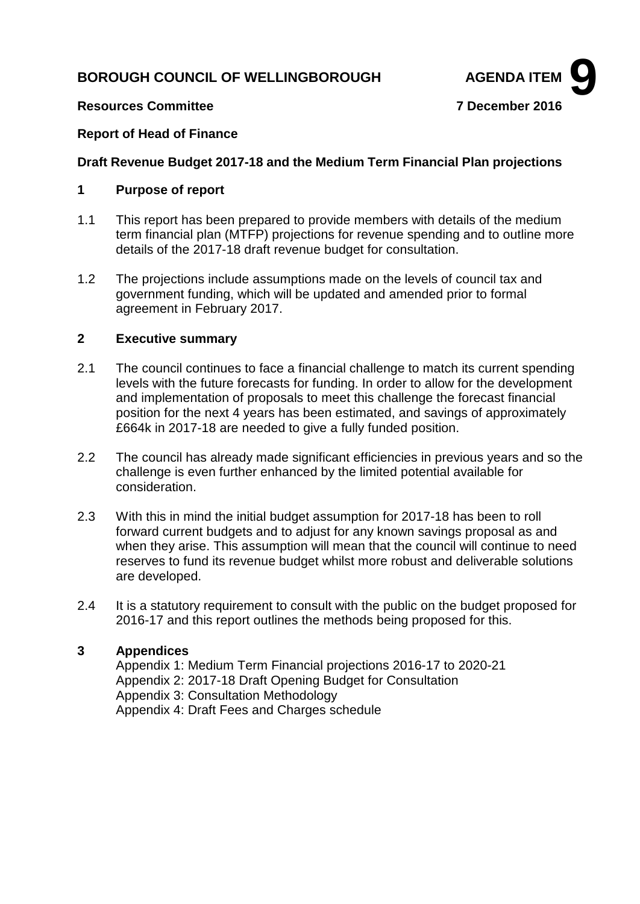**BOROUGH COUNCIL OF WELLINGBOROUGH** **AGENDA ITEM 9**

**Resources Committee** **7 December 2016**

**Report of Head of Finance**

**Draft Revenue Budget 2017-18 and the Medium Term Financial Plan projections**

## 1 Purpose of report

1.1 This report has been prepared to provide members with details of the medium term financial plan (MTFP) projections for revenue spending and to outline more details of the 2017-18 draft revenue budget for consultation.

1.2 The projections include assumptions made on the levels of council tax and government funding, which will be updated and amended prior to formal agreement in February 2017.

## 2 Executive summary

2.1 The council continues to face a financial challenge to match its current spending levels with the future forecasts for funding. In order to allow for the development and implementation of proposals to meet this challenge the forecast financial position for the next 4 years has been estimated, and savings of approximately £664k in 2017-18 are needed to give a fully funded position.

2.2 The council has already made significant efficiencies in previous years and so the challenge is even further enhanced by the limited potential available for consideration.

2.3 With this in mind the initial budget assumption for 2017-18 has been to roll forward current budgets and to adjust for any known savings proposal as and when they arise. This assumption will mean that the council will continue to need reserves to fund its revenue budget whilst more robust and deliverable solutions are developed.

2.4 It is a statutory requirement to consult with the public on the budget proposed for 2016-17 and this report outlines the methods being proposed for this.

## 3 Appendices

Appendix 1: Medium Term Financial projections 2016-17 to 2020-21
Appendix 2: 2017-18 Draft Opening Budget for Consultation
Appendix 3: Consultation Methodology
Appendix 4: Draft Fees and Charges schedule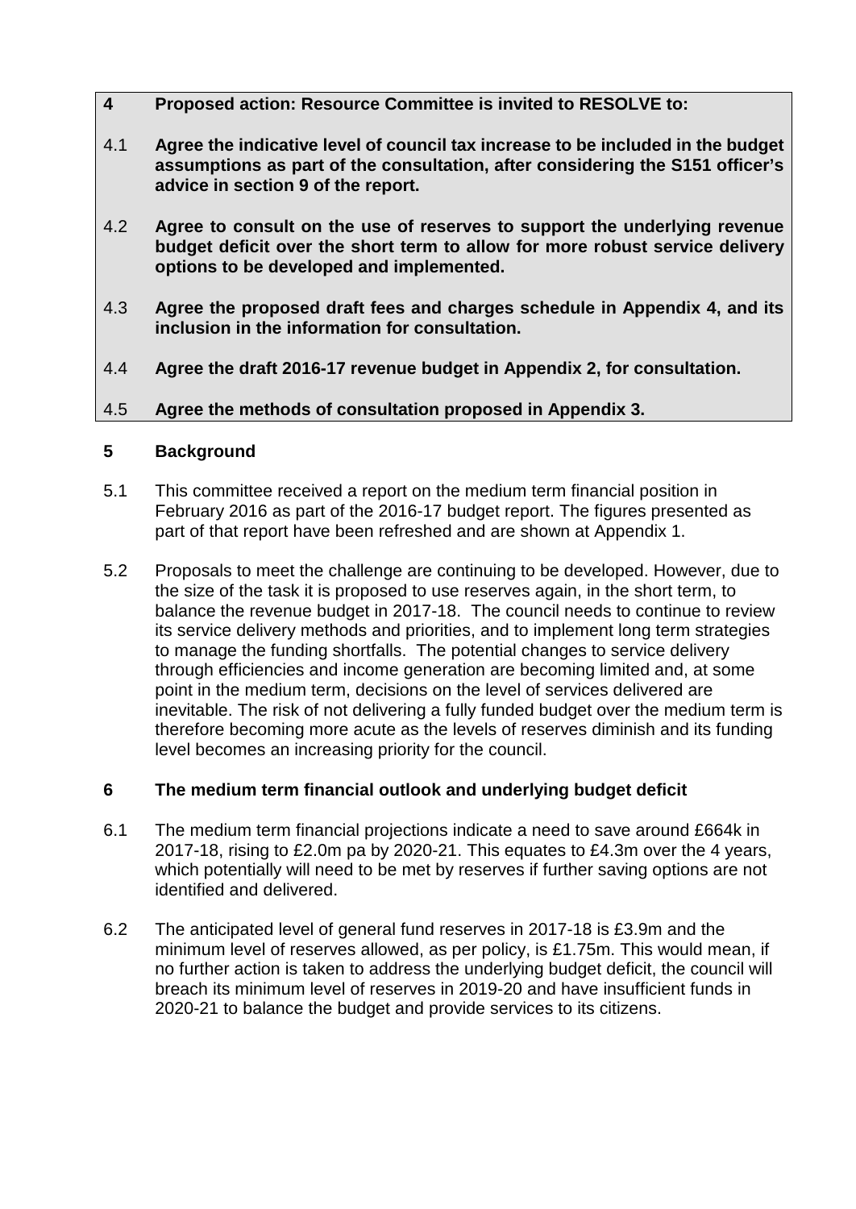**4 Proposed action: Resource Committee is invited to RESOLVE to:**

4.1 **Agree the indicative level of council tax increase to be included in the budget assumptions as part of the consultation, after considering the S151 officer's advice in section 9 of the report.**

4.2 **Agree to consult on the use of reserves to support the underlying revenue budget deficit over the short term to allow for more robust service delivery options to be developed and implemented.**

4.3 **Agree the proposed draft fees and charges schedule in Appendix 4, and its inclusion in the information for consultation.**

4.4 **Agree the draft 2016-17 revenue budget in Appendix 2, for consultation.**

4.5 **Agree the methods of consultation proposed in Appendix 3.**

## 5 Background

5.1 This committee received a report on the medium term financial position in February 2016 as part of the 2016-17 budget report. The figures presented as part of that report have been refreshed and are shown at Appendix 1.

5.2 Proposals to meet the challenge are continuing to be developed. However, due to the size of the task it is proposed to use reserves again, in the short term, to balance the revenue budget in 2017-18. The council needs to continue to review its service delivery methods and priorities, and to implement long term strategies to manage the funding shortfalls. The potential changes to service delivery through efficiencies and income generation are becoming limited and, at some point in the medium term, decisions on the level of services delivered are inevitable. The risk of not delivering a fully funded budget over the medium term is therefore becoming more acute as the levels of reserves diminish and its funding level becomes an increasing priority for the council.

## 6 The medium term financial outlook and underlying budget deficit

6.1 The medium term financial projections indicate a need to save around £664k in 2017-18, rising to £2.0m pa by 2020-21. This equates to £4.3m over the 4 years, which potentially will need to be met by reserves if further saving options are not identified and delivered.

6.2 The anticipated level of general fund reserves in 2017-18 is £3.9m and the minimum level of reserves allowed, as per policy, is £1.75m. This would mean, if no further action is taken to address the underlying budget deficit, the council will breach its minimum level of reserves in 2019-20 and have insufficient funds in 2020-21 to balance the budget and provide services to its citizens.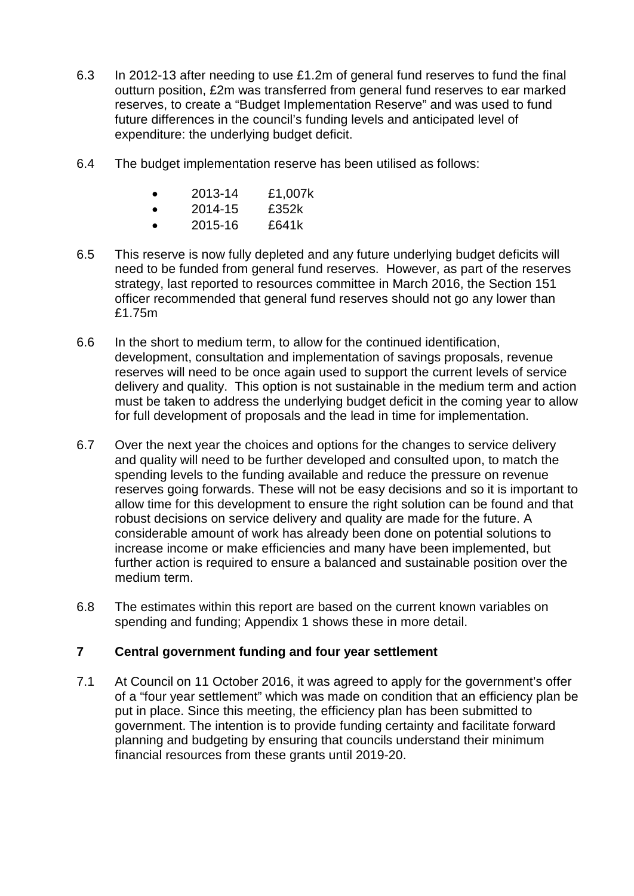6.3 In 2012-13 after needing to use £1.2m of general fund reserves to fund the final outturn position, £2m was transferred from general fund reserves to ear marked reserves, to create a "Budget Implementation Reserve" and was used to fund future differences in the council's funding levels and anticipated level of expenditure: the underlying budget deficit.

6.4 The budget implementation reserve has been utilised as follows:

- 2013-14 £1,007k
- 2014-15 £352k
- 2015-16 £641k

6.5 This reserve is now fully depleted and any future underlying budget deficits will need to be funded from general fund reserves. However, as part of the reserves strategy, last reported to resources committee in March 2016, the Section 151 officer recommended that general fund reserves should not go any lower than £1.75m

6.6 In the short to medium term, to allow for the continued identification, development, consultation and implementation of savings proposals, revenue reserves will need to be once again used to support the current levels of service delivery and quality. This option is not sustainable in the medium term and action must be taken to address the underlying budget deficit in the coming year to allow for full development of proposals and the lead in time for implementation.

6.7 Over the next year the choices and options for the changes to service delivery and quality will need to be further developed and consulted upon, to match the spending levels to the funding available and reduce the pressure on revenue reserves going forwards. These will not be easy decisions and so it is important to allow time for this development to ensure the right solution can be found and that robust decisions on service delivery and quality are made for the future. A considerable amount of work has already been done on potential solutions to increase income or make efficiencies and many have been implemented, but further action is required to ensure a balanced and sustainable position over the medium term.

6.8 The estimates within this report are based on the current known variables on spending and funding; Appendix 1 shows these in more detail.

## 7 Central government funding and four year settlement

7.1 At Council on 11 October 2016, it was agreed to apply for the government's offer of a "four year settlement" which was made on condition that an efficiency plan be put in place. Since this meeting, the efficiency plan has been submitted to government. The intention is to provide funding certainty and facilitate forward planning and budgeting by ensuring that councils understand their minimum financial resources from these grants until 2019-20.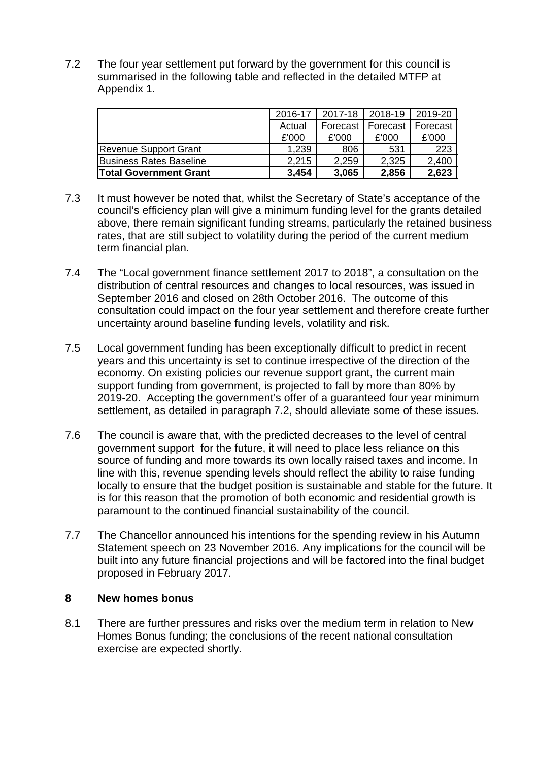7.2 The four year settlement put forward by the government for this council is summarised in the following table and reflected in the detailed MTFP at Appendix 1.

| | 2016-17 | 2017-18 | 2018-19 | 2019-20 |
|---|---|---|---|---|
| | Actual | Forecast | Forecast | Forecast |
| | £'000 | £'000 | £'000 | £'000 |
| Revenue Support Grant | 1,239 | 806 | 531 | 223 |
| Business Rates Baseline | 2,215 | 2,259 | 2,325 | 2,400 |
| **Total Government Grant** | **3,454** | **3,065** | **2,856** | **2,623** |

7.3 It must however be noted that, whilst the Secretary of State's acceptance of the council's efficiency plan will give a minimum funding level for the grants detailed above, there remain significant funding streams, particularly the retained business rates, that are still subject to volatility during the period of the current medium term financial plan.

7.4 The "Local government finance settlement 2017 to 2018", a consultation on the distribution of central resources and changes to local resources, was issued in September 2016 and closed on 28th October 2016. The outcome of this consultation could impact on the four year settlement and therefore create further uncertainty around baseline funding levels, volatility and risk.

7.5 Local government funding has been exceptionally difficult to predict in recent years and this uncertainty is set to continue irrespective of the direction of the economy. On existing policies our revenue support grant, the current main support funding from government, is projected to fall by more than 80% by 2019-20. Accepting the government's offer of a guaranteed four year minimum settlement, as detailed in paragraph 7.2, should alleviate some of these issues.

7.6 The council is aware that, with the predicted decreases to the level of central government support for the future, it will need to place less reliance on this source of funding and more towards its own locally raised taxes and income. In line with this, revenue spending levels should reflect the ability to raise funding locally to ensure that the budget position is sustainable and stable for the future. It is for this reason that the promotion of both economic and residential growth is paramount to the continued financial sustainability of the council.

7.7 The Chancellor announced his intentions for the spending review in his Autumn Statement speech on 23 November 2016. Any implications for the council will be built into any future financial projections and will be factored into the final budget proposed in February 2017.

## 8 New homes bonus

8.1 There are further pressures and risks over the medium term in relation to New Homes Bonus funding; the conclusions of the recent national consultation exercise are expected shortly.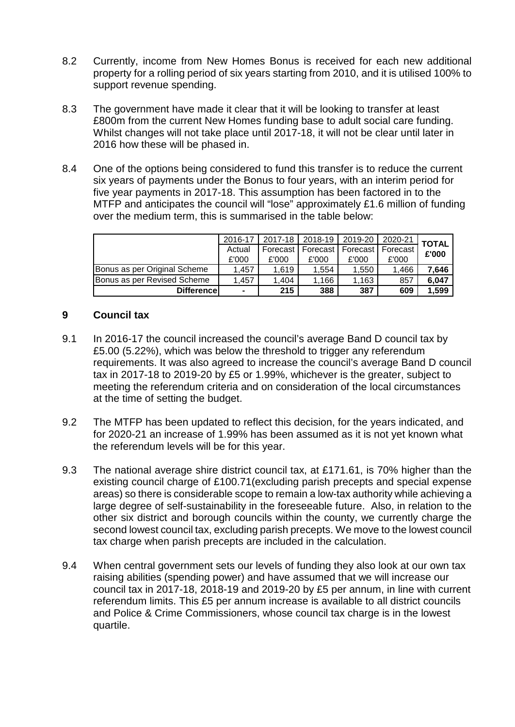8.2 Currently, income from New Homes Bonus is received for each new additional property for a rolling period of six years starting from 2010, and it is utilised 100% to support revenue spending.

8.3 The government have made it clear that it will be looking to transfer at least £800m from the current New Homes funding base to adult social care funding. Whilst changes will not take place until 2017-18, it will not be clear until later in 2016 how these will be phased in.

8.4 One of the options being considered to fund this transfer is to reduce the current six years of payments under the Bonus to four years, with an interim period for five year payments in 2017-18. This assumption has been factored in to the MTFP and anticipates the council will "lose" approximately £1.6 million of funding over the medium term, this is summarised in the table below:

| | 2016-17 Actual £'000 | 2017-18 Forecast £'000 | 2018-19 Forecast £'000 | 2019-20 Forecast £'000 | 2020-21 Forecast £'000 | TOTAL £'000 |
|---|---|---|---|---|---|---|
| Bonus as per Original Scheme | 1,457 | 1,619 | 1,554 | 1,550 | 1,466 | **7,646** |
| Bonus as per Revised Scheme | 1,457 | 1,404 | 1,166 | 1,163 | 857 | **6,047** |
| **Difference** | **-** | **215** | **388** | **387** | **609** | **1,599** |

## 9 Council tax

9.1 In 2016-17 the council increased the council's average Band D council tax by £5.00 (5.22%), which was below the threshold to trigger any referendum requirements. It was also agreed to increase the council's average Band D council tax in 2017-18 to 2019-20 by £5 or 1.99%, whichever is the greater, subject to meeting the referendum criteria and on consideration of the local circumstances at the time of setting the budget.

9.2 The MTFP has been updated to reflect this decision, for the years indicated, and for 2020-21 an increase of 1.99% has been assumed as it is not yet known what the referendum levels will be for this year.

9.3 The national average shire district council tax, at £171.61, is 70% higher than the existing council charge of £100.71(excluding parish precepts and special expense areas) so there is considerable scope to remain a low-tax authority while achieving a large degree of self-sustainability in the foreseeable future. Also, in relation to the other six district and borough councils within the county, we currently charge the second lowest council tax, excluding parish precepts. We move to the lowest council tax charge when parish precepts are included in the calculation.

9.4 When central government sets our levels of funding they also look at our own tax raising abilities (spending power) and have assumed that we will increase our council tax in 2017-18, 2018-19 and 2019-20 by £5 per annum, in line with current referendum limits. This £5 per annum increase is available to all district councils and Police & Crime Commissioners, whose council tax charge is in the lowest quartile.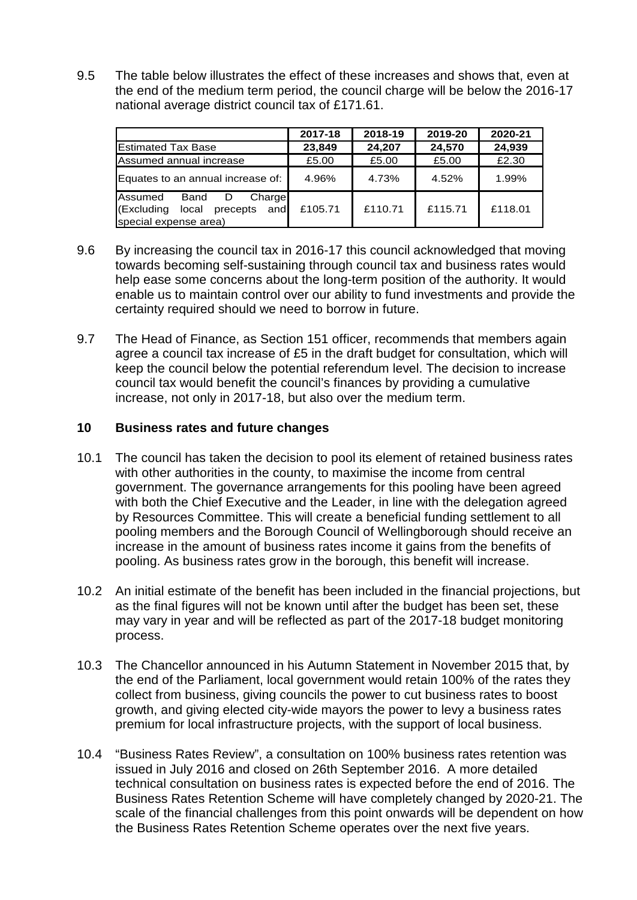9.5 The table below illustrates the effect of these increases and shows that, even at the end of the medium term period, the council charge will be below the 2016-17 national average district council tax of £171.61.

| | 2017-18 | 2018-19 | 2019-20 | 2020-21 |
|---|---|---|---|---|
| Estimated Tax Base | **23,849** | **24,207** | **24,570** | **24,939** |
| Assumed annual increase | £5.00 | £5.00 | £5.00 | £2.30 |
| Equates to an annual increase of: | 4.96% | 4.73% | 4.52% | 1.99% |
| Assumed Band D Charge (Excluding local precepts and special expense area) | £105.71 | £110.71 | £115.71 | £118.01 |

9.6 By increasing the council tax in 2016-17 this council acknowledged that moving towards becoming self-sustaining through council tax and business rates would help ease some concerns about the long-term position of the authority. It would enable us to maintain control over our ability to fund investments and provide the certainty required should we need to borrow in future.

9.7 The Head of Finance, as Section 151 officer, recommends that members again agree a council tax increase of £5 in the draft budget for consultation, which will keep the council below the potential referendum level. The decision to increase council tax would benefit the council's finances by providing a cumulative increase, not only in 2017-18, but also over the medium term.

## 10 Business rates and future changes

10.1 The council has taken the decision to pool its element of retained business rates with other authorities in the county, to maximise the income from central government. The governance arrangements for this pooling have been agreed with both the Chief Executive and the Leader, in line with the delegation agreed by Resources Committee. This will create a beneficial funding settlement to all pooling members and the Borough Council of Wellingborough should receive an increase in the amount of business rates income it gains from the benefits of pooling. As business rates grow in the borough, this benefit will increase.

10.2 An initial estimate of the benefit has been included in the financial projections, but as the final figures will not be known until after the budget has been set, these may vary in year and will be reflected as part of the 2017-18 budget monitoring process.

10.3 The Chancellor announced in his Autumn Statement in November 2015 that, by the end of the Parliament, local government would retain 100% of the rates they collect from business, giving councils the power to cut business rates to boost growth, and giving elected city-wide mayors the power to levy a business rates premium for local infrastructure projects, with the support of local business.

10.4 "Business Rates Review", a consultation on 100% business rates retention was issued in July 2016 and closed on 26th September 2016. A more detailed technical consultation on business rates is expected before the end of 2016. The Business Rates Retention Scheme will have completely changed by 2020-21. The scale of the financial challenges from this point onwards will be dependent on how the Business Rates Retention Scheme operates over the next five years.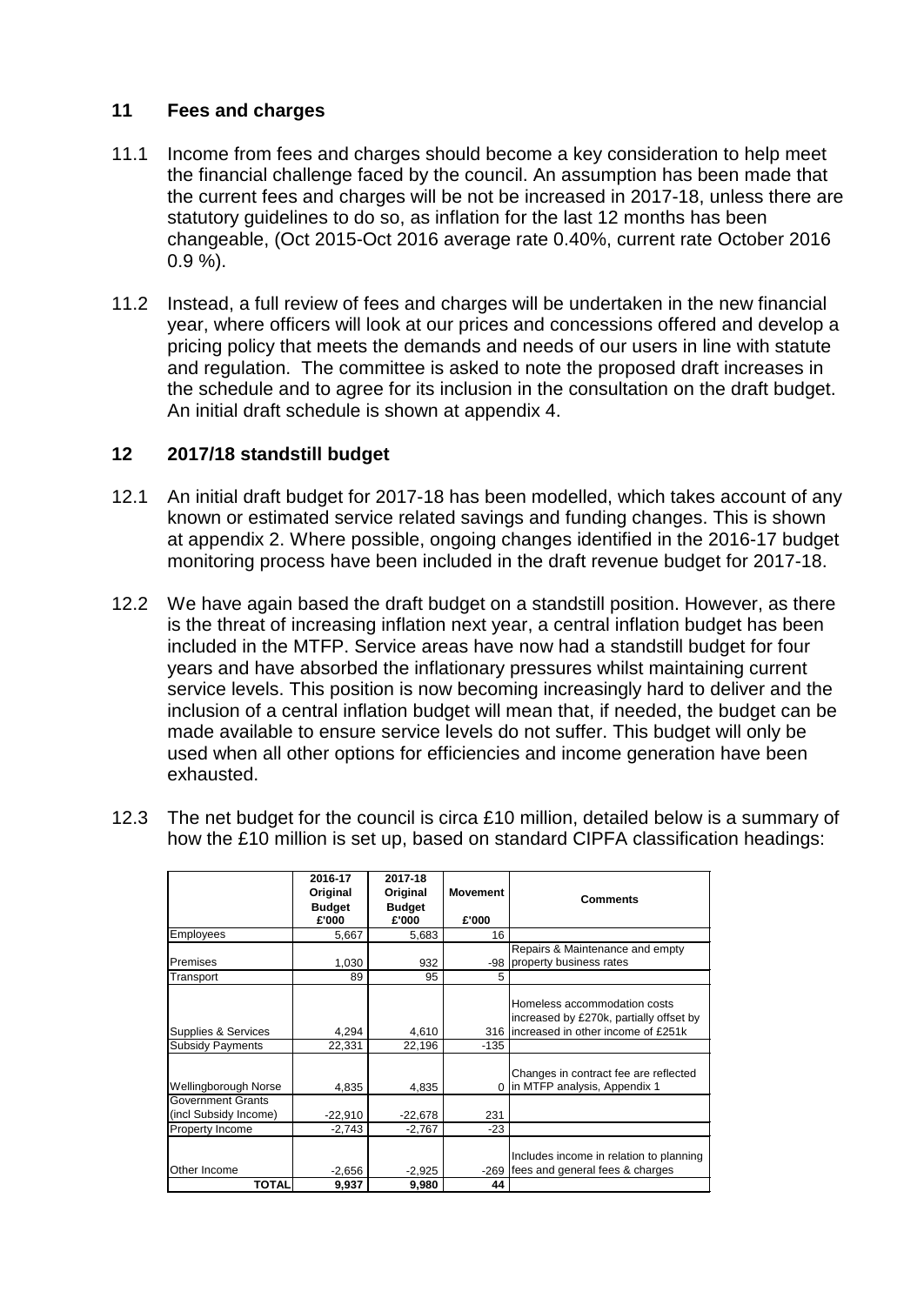## 11 Fees and charges

11.1 Income from fees and charges should become a key consideration to help meet the financial challenge faced by the council. An assumption has been made that the current fees and charges will be not be increased in 2017-18, unless there are statutory guidelines to do so, as inflation for the last 12 months has been changeable, (Oct 2015-Oct 2016 average rate 0.40%, current rate October 2016 0.9 %).

11.2 Instead, a full review of fees and charges will be undertaken in the new financial year, where officers will look at our prices and concessions offered and develop a pricing policy that meets the demands and needs of our users in line with statute and regulation. The committee is asked to note the proposed draft increases in the schedule and to agree for its inclusion in the consultation on the draft budget. An initial draft schedule is shown at appendix 4.

## 12 2017/18 standstill budget

12.1 An initial draft budget for 2017-18 has been modelled, which takes account of any known or estimated service related savings and funding changes. This is shown at appendix 2. Where possible, ongoing changes identified in the 2016-17 budget monitoring process have been included in the draft revenue budget for 2017-18.

12.2 We have again based the draft budget on a standstill position. However, as there is the threat of increasing inflation next year, a central inflation budget has been included in the MTFP. Service areas have now had a standstill budget for four years and have absorbed the inflationary pressures whilst maintaining current service levels. This position is now becoming increasingly hard to deliver and the inclusion of a central inflation budget will mean that, if needed, the budget can be made available to ensure service levels do not suffer. This budget will only be used when all other options for efficiencies and income generation have been exhausted.

12.3 The net budget for the council is circa £10 million, detailed below is a summary of how the £10 million is set up, based on standard CIPFA classification headings:

| | 2016-17 Original Budget £'000 | 2017-18 Original Budget £'000 | Movement £'000 | Comments |
|---|---|---|---|---|
| Employees | 5,667 | 5,683 | 16 | |
| Premises | 1,030 | 932 | -98 | Repairs & Maintenance and empty property business rates |
| Transport | 89 | 95 | 5 | |
| Supplies & Services | 4,294 | 4,610 | 316 | Homeless accommodation costs increased by £270k, partially offset by increased in other income of £251k |
| Subsidy Payments | 22,331 | 22,196 | -135 | |
| Wellingborough Norse | 4,835 | 4,835 | 0 | Changes in contract fee are reflected in MTFP analysis, Appendix 1 |
| Government Grants (incl Subsidy Income) | -22,910 | -22,678 | 231 | |
| Property Income | -2,743 | -2,767 | -23 | |
| Other Income | -2,656 | -2,925 | -269 | Includes income in relation to planning fees and general fees & charges |
| **TOTAL** | 9,937 | 9,980 | 44 | |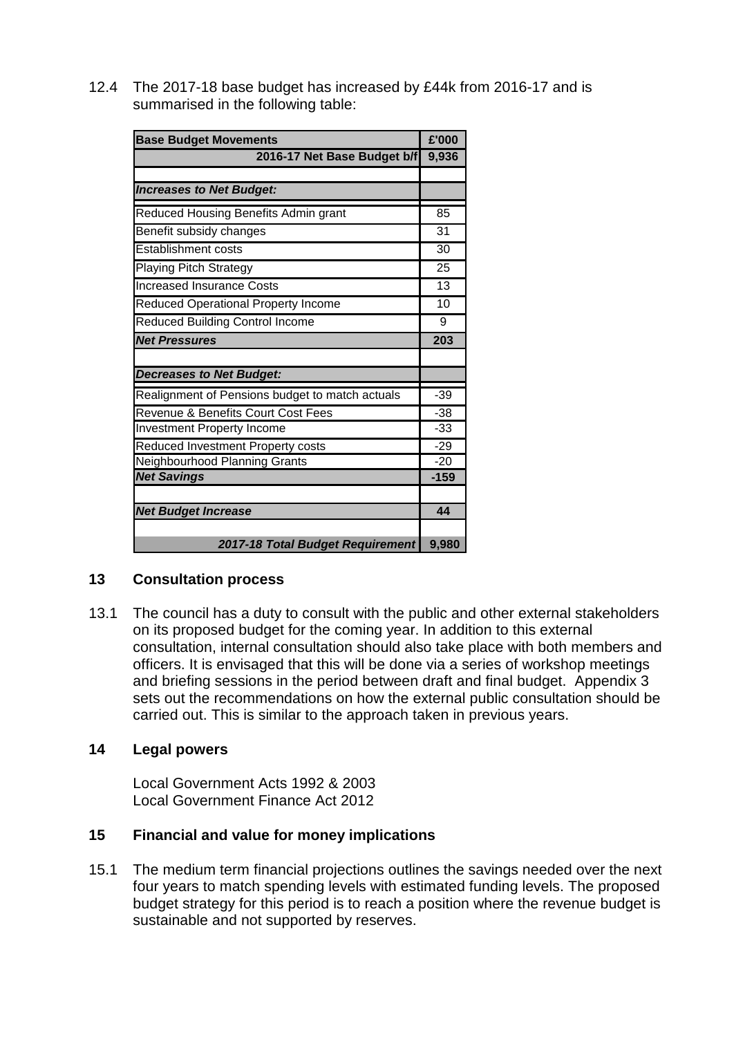12.4 The 2017-18 base budget has increased by £44k from 2016-17 and is summarised in the following table:

| Base Budget Movements | £'000 |
|---|---|
| 2016-17 Net Base Budget b/f | 9,936 |
| | |
| ***Increases to Net Budget:*** | |
| Reduced Housing Benefits Admin grant | 85 |
| Benefit subsidy changes | 31 |
| Establishment costs | 30 |
| Playing Pitch Strategy | 25 |
| Increased Insurance Costs | 13 |
| Reduced Operational Property Income | 10 |
| Reduced Building Control Income | 9 |
| ***Net Pressures*** | **203** |
| | |
| ***Decreases to Net Budget:*** | |
| Realignment of Pensions budget to match actuals | -39 |
| Revenue & Benefits Court Cost Fees | -38 |
| Investment Property Income | -33 |
| Reduced Investment Property costs | -29 |
| Neighbourhood Planning Grants | -20 |
| ***Net Savings*** | **-159** |
| | |
| ***Net Budget Increase*** | **44** |
| | |
| ***2017-18 Total Budget Requirement*** | **9,980** |

## 13 Consultation process

13.1 The council has a duty to consult with the public and other external stakeholders on its proposed budget for the coming year. In addition to this external consultation, internal consultation should also take place with both members and officers. It is envisaged that this will be done via a series of workshop meetings and briefing sessions in the period between draft and final budget. Appendix 3 sets out the recommendations on how the external public consultation should be carried out. This is similar to the approach taken in previous years.

## 14 Legal powers

Local Government Acts 1992 & 2003
Local Government Finance Act 2012

## 15 Financial and value for money implications

15.1 The medium term financial projections outlines the savings needed over the next four years to match spending levels with estimated funding levels. The proposed budget strategy for this period is to reach a position where the revenue budget is sustainable and not supported by reserves.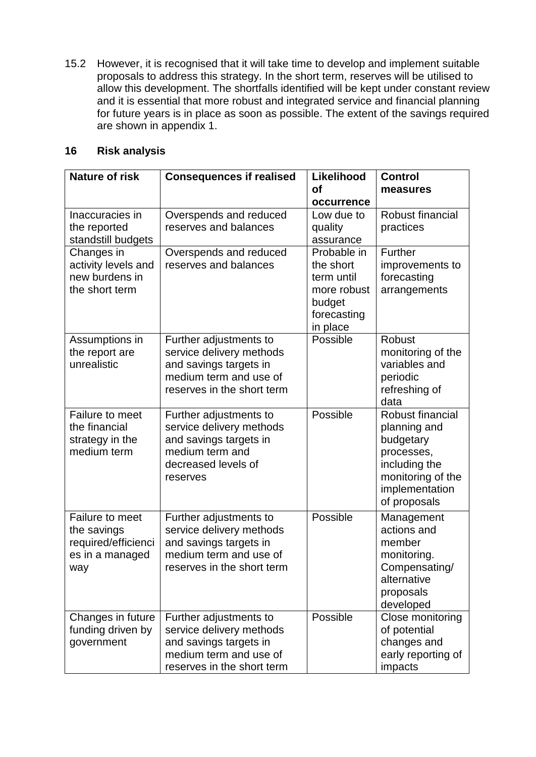15.2 However, it is recognised that it will take time to develop and implement suitable proposals to address this strategy. In the short term, reserves will be utilised to allow this development. The shortfalls identified will be kept under constant review and it is essential that more robust and integrated service and financial planning for future years is in place as soon as possible. The extent of the savings required are shown in appendix 1.

## 16 Risk analysis

| Nature of risk | Consequences if realised | Likelihood of occurrence | Control measures |
|---|---|---|---|
| Inaccuracies in the reported standstill budgets | Overspends and reduced reserves and balances | Low due to quality assurance | Robust financial practices |
| Changes in activity levels and new burdens in the short term | Overspends and reduced reserves and balances | Probable in the short term until more robust budget forecasting in place | Further improvements to forecasting arrangements |
| Assumptions in the report are unrealistic | Further adjustments to service delivery methods and savings targets in medium term and use of reserves in the short term | Possible | Robust monitoring of the variables and periodic refreshing of data |
| Failure to meet the financial strategy in the medium term | Further adjustments to service delivery methods and savings targets in medium term and decreased levels of reserves | Possible | Robust financial planning and budgetary processes, including the monitoring of the implementation of proposals |
| Failure to meet the savings required/efficiencies in a managed way | Further adjustments to service delivery methods and savings targets in medium term and use of reserves in the short term | Possible | Management actions and member monitoring. Compensating/ alternative proposals developed |
| Changes in future funding driven by government | Further adjustments to service delivery methods and savings targets in medium term and use of reserves in the short term | Possible | Close monitoring of potential changes and early reporting of impacts |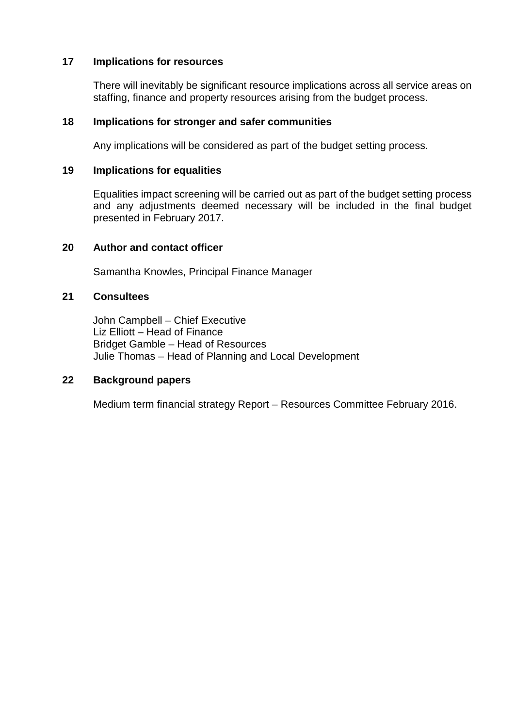## 17 Implications for resources

There will inevitably be significant resource implications across all service areas on staffing, finance and property resources arising from the budget process.

## 18 Implications for stronger and safer communities

Any implications will be considered as part of the budget setting process.

## 19 Implications for equalities

Equalities impact screening will be carried out as part of the budget setting process and any adjustments deemed necessary will be included in the final budget presented in February 2017.

## 20 Author and contact officer

Samantha Knowles, Principal Finance Manager

## 21 Consultees

John Campbell – Chief Executive
Liz Elliott – Head of Finance
Bridget Gamble – Head of Resources
Julie Thomas – Head of Planning and Local Development

## 22 Background papers

Medium term financial strategy Report – Resources Committee February 2016.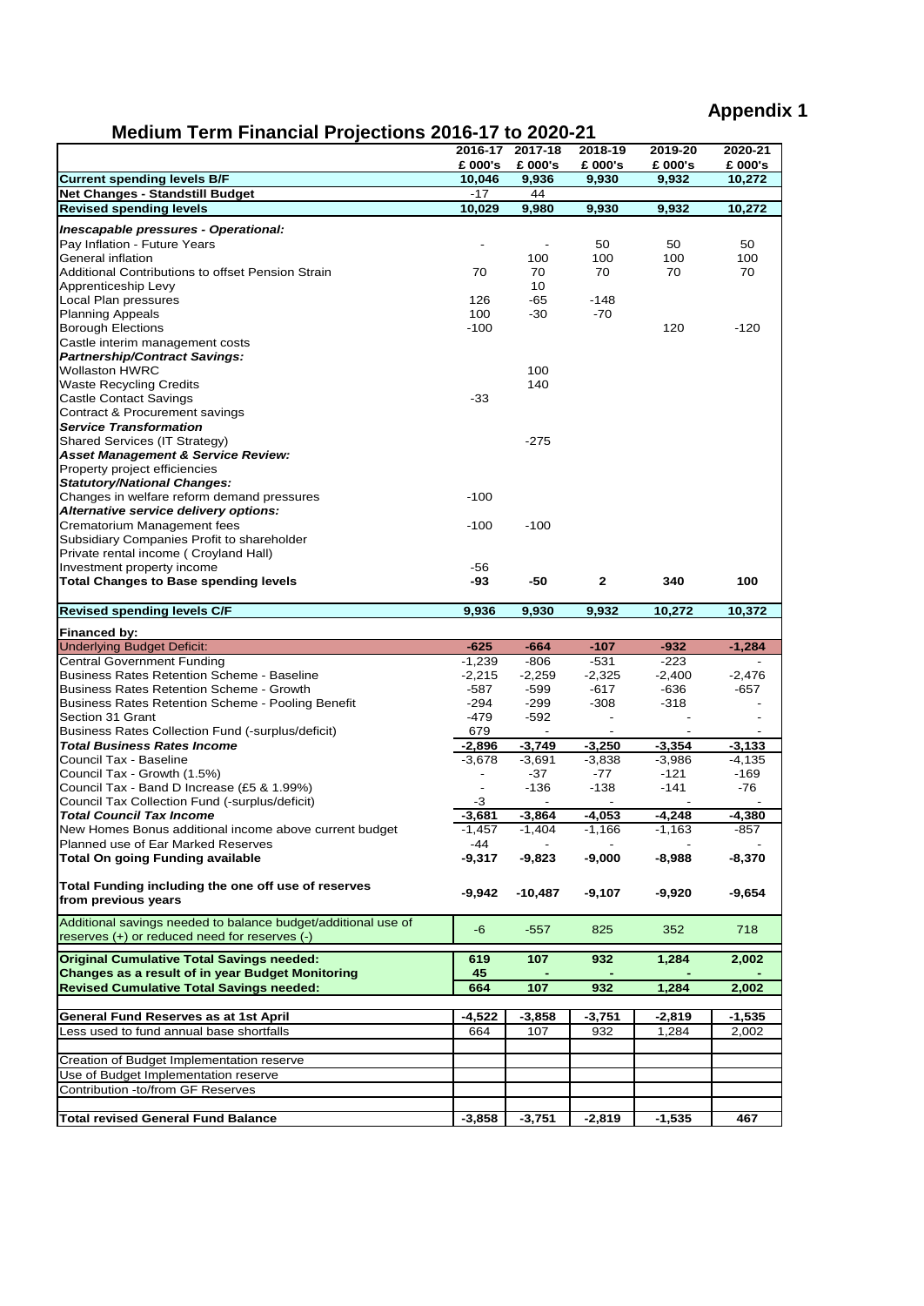**Appendix 1**

# Medium Term Financial Projections 2016-17 to 2020-21

| | 2016-17 £ 000's | 2017-18 £ 000's | 2018-19 £ 000's | 2019-20 £ 000's | 2020-21 £ 000's |
|---|---|---|---|---|---|
| **Current spending levels B/F** | **10,046** | **9,936** | **9,930** | **9,932** | **10,272** |
| **Net Changes - Standstill Budget** | -17 | 44 | | | |
| **Revised spending levels** | **10,029** | **9,980** | **9,930** | **9,932** | **10,272** |
| ***Inescapable pressures - Operational:*** | | | | | |
| Pay Inflation - Future Years | - | - | 50 | 50 | 50 |
| General inflation | | 100 | 100 | 100 | 100 |
| Additional Contributions to offset Pension Strain | 70 | 70 | 70 | 70 | 70 |
| Apprenticeship Levy | | 10 | | | |
| Local Plan pressures | 126 | -65 | -148 | | |
| Planning Appeals | 100 | -30 | -70 | | |
| Borough Elections | -100 | | | 120 | -120 |
| Castle interim management costs | | | | | |
| ***Partnership/Contract Savings:*** | | | | | |
| Wollaston HWRC | | 100 | | | |
| Waste Recycling Credits | | 140 | | | |
| Castle Contact Savings | -33 | | | | |
| Contract & Procurement savings | | | | | |
| ***Service Transformation*** | | | | | |
| Shared Services (IT Strategy) | | -275 | | | |
| ***Asset Management & Service Review:*** | | | | | |
| Property project efficiencies | | | | | |
| ***Statutory/National Changes:*** | | | | | |
| Changes in welfare reform demand pressures | -100 | | | | |
| ***Alternative service delivery options:*** | | | | | |
| Crematorium Management fees | -100 | -100 | | | |
| Subsidiary Companies Profit to shareholder | | | | | |
| Private rental income ( Croyland Hall) | | | | | |
| Investment property income | -56 | | | | |
| **Total Changes to Base spending levels** | **-93** | **-50** | **2** | **340** | **100** |
| **Revised spending levels C/F** | **9,936** | **9,930** | **9,932** | **10,272** | **10,372** |
| **Financed by:** | | | | | |
| Underlying Budget Deficit: | **-625** | **-664** | **-107** | **-932** | **-1,284** |
| Central Government Funding | -1,239 | -806 | -531 | -223 | - |
| Business Rates Retention Scheme - Baseline | -2,215 | -2,259 | -2,325 | -2,400 | -2,476 |
| Business Rates Retention Scheme - Growth | -587 | -599 | -617 | -636 | -657 |
| Business Rates Retention Scheme - Pooling Benefit | -294 | -299 | -308 | -318 | - |
| Section 31 Grant | -479 | -592 | - | - | - |
| Business Rates Collection Fund (-surplus/deficit) | 679 | - | - | - | - |
| ***Total Business Rates Income*** | **-2,896** | **-3,749** | **-3,250** | **-3,354** | **-3,133** |
| Council Tax - Baseline | -3,678 | -3,691 | -3,838 | -3,986 | -4,135 |
| Council Tax - Growth (1.5%) | - | -37 | -77 | -121 | -169 |
| Council Tax - Band D Increase (£5 & 1.99%) | - | -136 | -138 | -141 | -76 |
| Council Tax Collection Fund (-surplus/deficit) | -3 | - | - | - | - |
| ***Total Council Tax Income*** | **-3,681** | **-3,864** | **-4,053** | **-4,248** | **-4,380** |
| New Homes Bonus additional income above current budget | -1,457 | -1,404 | -1,166 | -1,163 | -857 |
| Planned use of Ear Marked Reserves | -44 | - | - | - | - |
| **Total On going Funding available** | **-9,317** | **-9,823** | **-9,000** | **-8,988** | **-8,370** |
| **Total Funding including the one off use of reserves from previous years** | **-9,942** | **-10,487** | **-9,107** | **-9,920** | **-9,654** |
| Additional savings needed to balance budget/additional use of reserves (+) or reduced need for reserves (-) | -6 | -557 | 825 | 352 | 718 |
| **Original Cumulative Total Savings needed:** | **619** | **107** | **932** | **1,284** | **2,002** |
| **Changes as a result of in year Budget Monitoring** | **45** | **-** | **-** | **-** | **-** |
| **Revised Cumulative Total Savings needed:** | **664** | **107** | **932** | **1,284** | **2,002** |
| **General Fund Reserves as at 1st April** | **-4,522** | **-3,858** | **-3,751** | **-2,819** | **-1,535** |
| Less used to fund annual base shortfalls | 664 | 107 | 932 | 1,284 | 2,002 |
| Creation of Budget Implementation reserve | | | | | |
| Use of Budget Implementation reserve | | | | | |
| Contribution -to/from GF Reserves | | | | | |
| **Total revised General Fund Balance** | **-3,858** | **-3,751** | **-2,819** | **-1,535** | **467** |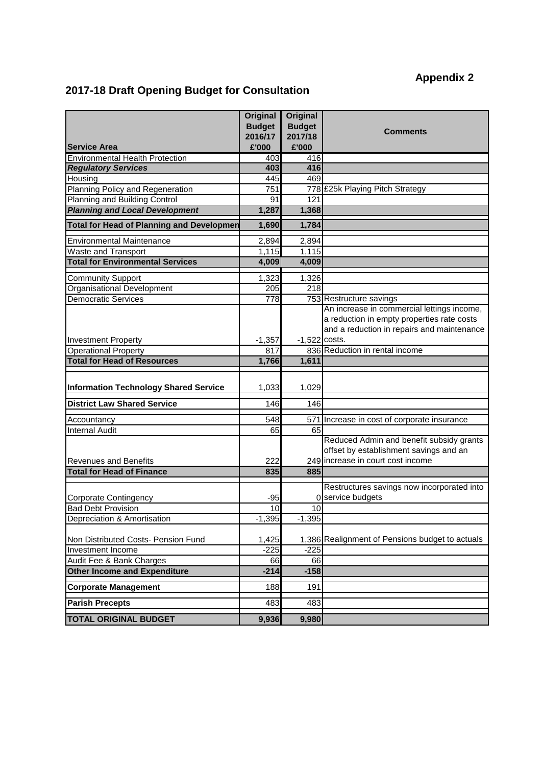**Appendix 2**

## 2017-18 Draft Opening Budget for Consultation

| Service Area | Original Budget 2016/17 £'000 | Original Budget 2017/18 £'000 | Comments |
|---|---|---|---|
| Environmental Health Protection | 403 | 416 | |
| ***Regulatory Services*** | **403** | **416** | |
| Housing | 445 | 469 | |
| Planning Policy and Regeneration | 751 | 778 | £25k Playing Pitch Strategy |
| Planning and Building Control | 91 | 121 | |
| ***Planning and Local Development*** | **1,287** | **1,368** | |
| **Total for Head of Planning and Developmen** | **1,690** | **1,784** | |
| Environmental Maintenance | 2,894 | 2,894 | |
| Waste and Transport | 1,115 | 1,115 | |
| **Total for Environmental Services** | **4,009** | **4,009** | |
| Community Support | 1,323 | 1,326 | |
| Organisational Development | 205 | 218 | |
| Democratic Services | 778 | 753 | Restructure savings |
| Investment Property | -1,357 | -1,522 | An increase in commercial lettings income, a reduction in empty properties rate costs and a reduction in repairs and maintenance costs. |
| Operational Property | 817 | 836 | Reduction in rental income |
| **Total for Head of Resources** | **1,766** | **1,611** | |
| **Information Technology Shared Service** | 1,033 | 1,029 | |
| **District Law Shared Service** | 146 | 146 | |
| Accountancy | 548 | 571 | Increase in cost of corporate insurance |
| Internal Audit | 65 | 65 | |
| Revenues and Benefits | 222 | 249 | Reduced Admin and benefit subsidy grants offset by establishment savings and an increase in court cost income |
| **Total for Head of Finance** | **835** | **885** | |
| Corporate Contingency | -95 | 0 | Restructures savings now incorporated into service budgets |
| Bad Debt Provision | 10 | 10 | |
| Depreciation & Amortisation | -1,395 | -1,395 | |
| Non Distributed Costs- Pension Fund | 1,425 | 1,386 | Realignment of Pensions budget to actuals |
| Investment Income | -225 | -225 | |
| Audit Fee & Bank Charges | 66 | 66 | |
| **Other Income and Expenditure** | **-214** | **-158** | |
| **Corporate Management** | 188 | 191 | |
| **Parish Precepts** | 483 | 483 | |
| **TOTAL ORIGINAL BUDGET** | **9,936** | **9,980** | |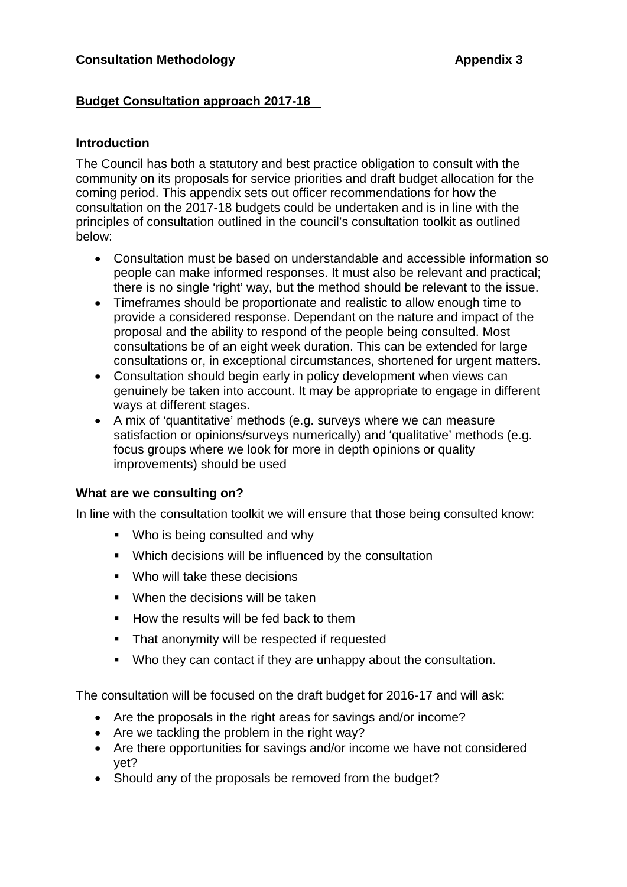**Consultation Methodology** **Appendix 3**

**Budget Consultation approach 2017-18**

### Introduction

The Council has both a statutory and best practice obligation to consult with the community on its proposals for service priorities and draft budget allocation for the coming period. This appendix sets out officer recommendations for how the consultation on the 2017-18 budgets could be undertaken and is in line with the principles of consultation outlined in the council's consultation toolkit as outlined below:

- Consultation must be based on understandable and accessible information so people can make informed responses. It must also be relevant and practical; there is no single 'right' way, but the method should be relevant to the issue.
- Timeframes should be proportionate and realistic to allow enough time to provide a considered response. Dependant on the nature and impact of the proposal and the ability to respond of the people being consulted. Most consultations be of an eight week duration. This can be extended for large consultations or, in exceptional circumstances, shortened for urgent matters.
- Consultation should begin early in policy development when views can genuinely be taken into account. It may be appropriate to engage in different ways at different stages.
- A mix of 'quantitative' methods (e.g. surveys where we can measure satisfaction or opinions/surveys numerically) and 'qualitative' methods (e.g. focus groups where we look for more in depth opinions or quality improvements) should be used

### What are we consulting on?

In line with the consultation toolkit we will ensure that those being consulted know:

- Who is being consulted and why
- Which decisions will be influenced by the consultation
- Who will take these decisions
- When the decisions will be taken
- How the results will be fed back to them
- That anonymity will be respected if requested
- Who they can contact if they are unhappy about the consultation.

The consultation will be focused on the draft budget for 2016-17 and will ask:

- Are the proposals in the right areas for savings and/or income?
- Are we tackling the problem in the right way?
- Are there opportunities for savings and/or income we have not considered yet?
- Should any of the proposals be removed from the budget?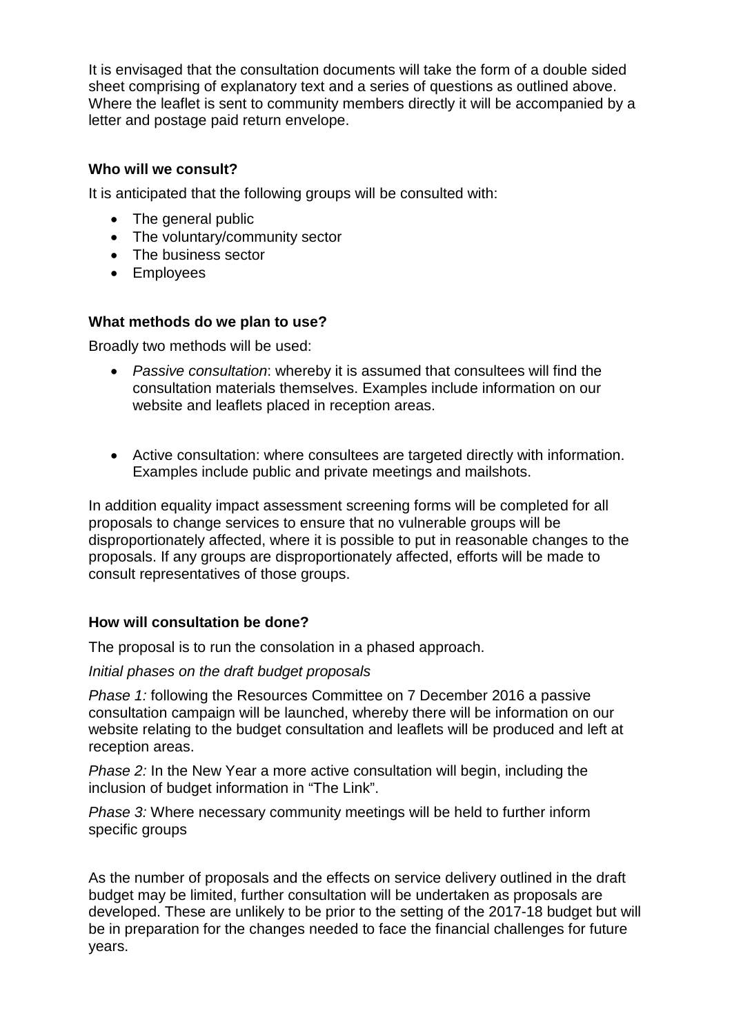It is envisaged that the consultation documents will take the form of a double sided sheet comprising of explanatory text and a series of questions as outlined above. Where the leaflet is sent to community members directly it will be accompanied by a letter and postage paid return envelope.

**Who will we consult?**

It is anticipated that the following groups will be consulted with:

- The general public
- The voluntary/community sector
- The business sector
- Employees

**What methods do we plan to use?**

Broadly two methods will be used:

- *Passive consultation*: whereby it is assumed that consultees will find the consultation materials themselves. Examples include information on our website and leaflets placed in reception areas.

- Active consultation: where consultees are targeted directly with information. Examples include public and private meetings and mailshots.

In addition equality impact assessment screening forms will be completed for all proposals to change services to ensure that no vulnerable groups will be disproportionately affected, where it is possible to put in reasonable changes to the proposals. If any groups are disproportionately affected, efforts will be made to consult representatives of those groups.

**How will consultation be done?**

The proposal is to run the consolation in a phased approach.

*Initial phases on the draft budget proposals*

*Phase 1:* following the Resources Committee on 7 December 2016 a passive consultation campaign will be launched, whereby there will be information on our website relating to the budget consultation and leaflets will be produced and left at reception areas.

*Phase 2:* In the New Year a more active consultation will begin, including the inclusion of budget information in "The Link".

*Phase 3:* Where necessary community meetings will be held to further inform specific groups

As the number of proposals and the effects on service delivery outlined in the draft budget may be limited, further consultation will be undertaken as proposals are developed. These are unlikely to be prior to the setting of the 2017-18 budget but will be in preparation for the changes needed to face the financial challenges for future years.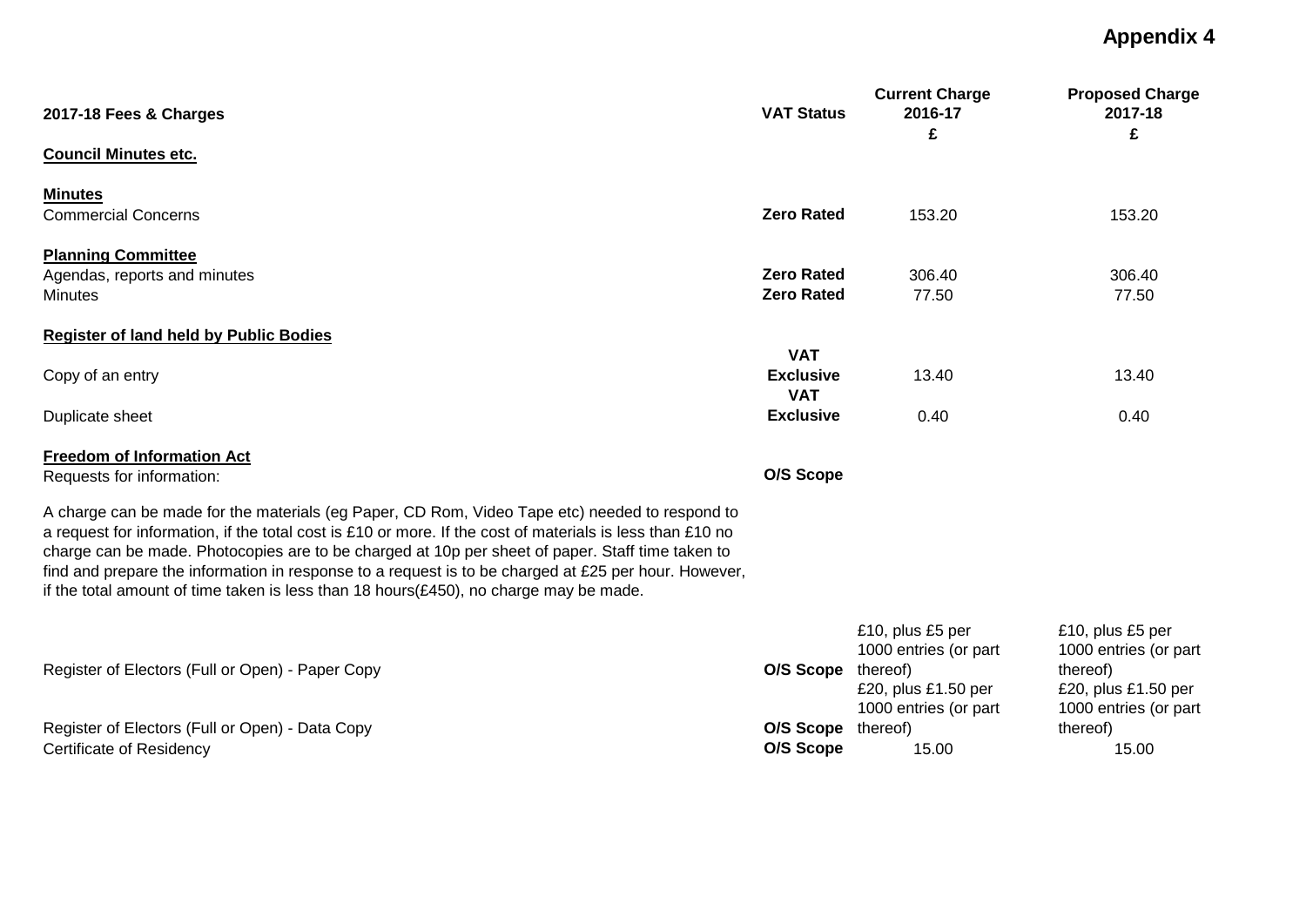# Appendix 4

| 2017-18 Fees & Charges | VAT Status | Current Charge 2016-17 £ | Proposed Charge 2017-18 £ |
|---|---|---|---|
| **Council Minutes etc.** | | | |
| **Minutes** | | | |
| Commercial Concerns | **Zero Rated** | 153.20 | 153.20 |
| **Planning Committee** | | | |
| Agendas, reports and minutes | **Zero Rated** | 306.40 | 306.40 |
| Minutes | **Zero Rated** | 77.50 | 77.50 |
| **Register of land held by Public Bodies** | | | |
| Copy of an entry | **VAT Exclusive** | 13.40 | 13.40 |
| Duplicate sheet | **VAT Exclusive** | 0.40 | 0.40 |
| **Freedom of Information Act** | | | |
| Requests for information: | **O/S Scope** | | |
| A charge can be made for the materials (eg Paper, CD Rom, Video Tape etc) needed to respond to a request for information, if the total cost is £10 or more. If the cost of materials is less than £10 no charge can be made. Photocopies are to be charged at 10p per sheet of paper. Staff time taken to find and prepare the information in response to a request is to be charged at £25 per hour. However, if the total amount of time taken is less than 18 hours(£450), no charge may be made. | | | |
| Register of Electors (Full or Open) - Paper Copy | **O/S Scope** | £10, plus £5 per 1000 entries (or part thereof) | £10, plus £5 per 1000 entries (or part thereof) |
| Register of Electors (Full or Open) - Data Copy | **O/S Scope** | £20, plus £1.50 per 1000 entries (or part thereof) | £20, plus £1.50 per 1000 entries (or part thereof) |
| Certificate of Residency | **O/S Scope** | 15.00 | 15.00 |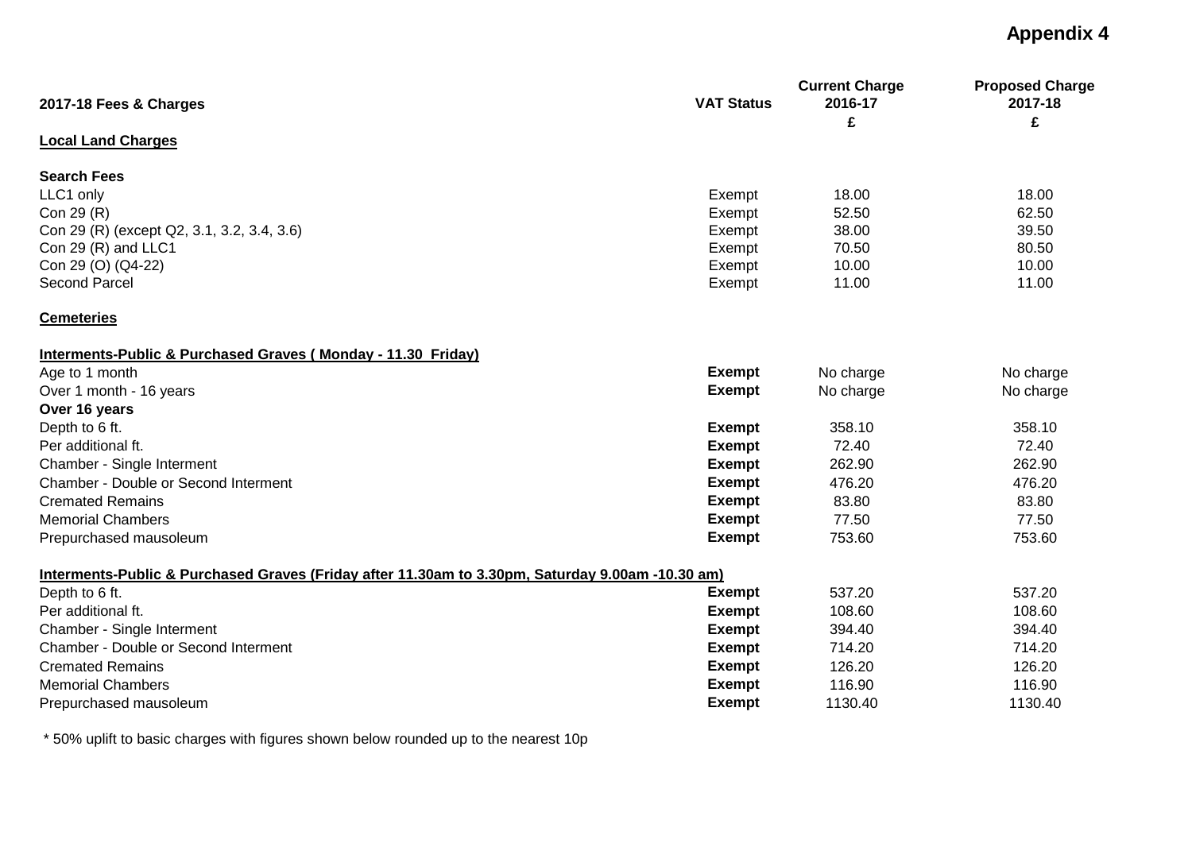**Appendix 4**

| 2017-18 Fees & Charges | VAT Status | Current Charge 2016-17 £ | Proposed Charge 2017-18 £ |
|---|---|---|---|
| **Local Land Charges** | | | |
| **Search Fees** | | | |
| LLC1 only | Exempt | 18.00 | 18.00 |
| Con 29 (R) | Exempt | 52.50 | 62.50 |
| Con 29 (R) (except Q2, 3.1, 3.2, 3.4, 3.6) | Exempt | 38.00 | 39.50 |
| Con 29 (R) and LLC1 | Exempt | 70.50 | 80.50 |
| Con 29 (O) (Q4-22) | Exempt | 10.00 | 10.00 |
| Second Parcel | Exempt | 11.00 | 11.00 |
| **Cemeteries** | | | |
| **Interments-Public & Purchased Graves ( Monday - 11.30 Friday)** | | | |
| Age to 1 month | **Exempt** | No charge | No charge |
| Over 1 month - 16 years | **Exempt** | No charge | No charge |
| **Over 16 years** | | | |
| Depth to 6 ft. | **Exempt** | 358.10 | 358.10 |
| Per additional ft. | **Exempt** | 72.40 | 72.40 |
| Chamber - Single Interment | **Exempt** | 262.90 | 262.90 |
| Chamber - Double or Second Interment | **Exempt** | 476.20 | 476.20 |
| Cremated Remains | **Exempt** | 83.80 | 83.80 |
| Memorial Chambers | **Exempt** | 77.50 | 77.50 |
| Prepurchased mausoleum | **Exempt** | 753.60 | 753.60 |
| **Interments-Public & Purchased Graves (Friday after 11.30am to 3.30pm, Saturday 9.00am -10.30 am)** | | | |
| Depth to 6 ft. | **Exempt** | 537.20 | 537.20 |
| Per additional ft. | **Exempt** | 108.60 | 108.60 |
| Chamber - Single Interment | **Exempt** | 394.40 | 394.40 |
| Chamber - Double or Second Interment | **Exempt** | 714.20 | 714.20 |
| Cremated Remains | **Exempt** | 126.20 | 126.20 |
| Memorial Chambers | **Exempt** | 116.90 | 116.90 |
| Prepurchased mausoleum | **Exempt** | 1130.40 | 1130.40 |

* 50% uplift to basic charges with figures shown below rounded up to the nearest 10p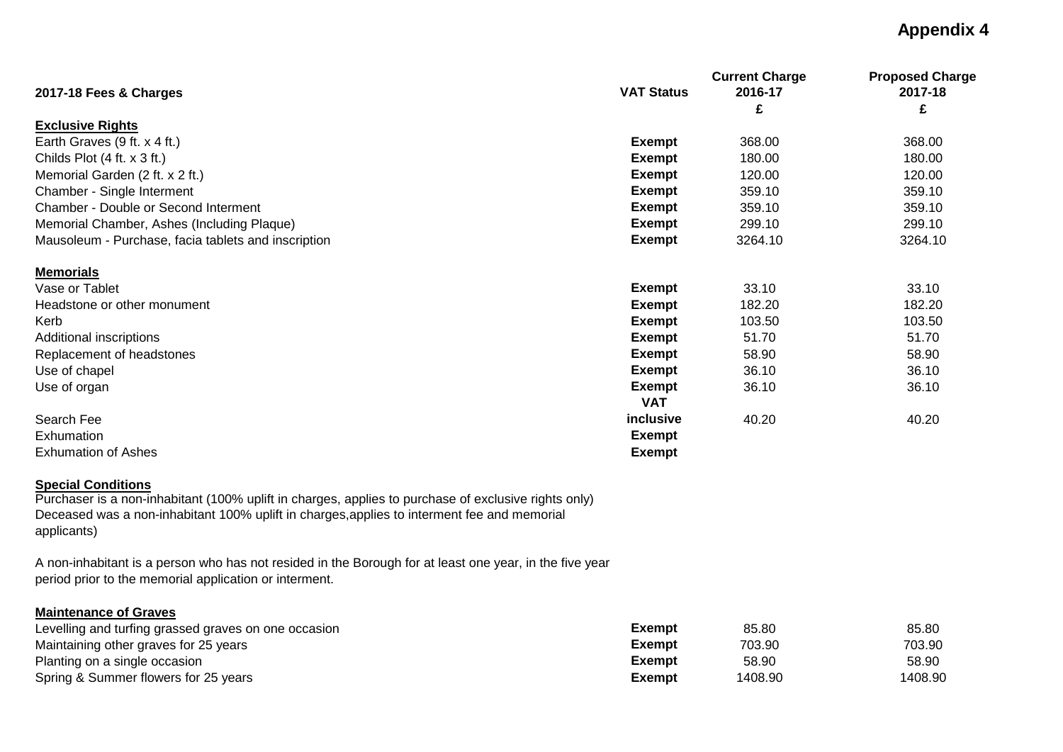# Appendix 4

| 2017-18 Fees & Charges | VAT Status | Current Charge 2016-17 £ | Proposed Charge 2017-18 £ |
|---|---|---|---|
| **Exclusive Rights** | | | |
| Earth Graves (9 ft. x 4 ft.) | **Exempt** | 368.00 | 368.00 |
| Childs Plot (4 ft. x 3 ft.) | **Exempt** | 180.00 | 180.00 |
| Memorial Garden (2 ft. x 2 ft.) | **Exempt** | 120.00 | 120.00 |
| Chamber - Single Interment | **Exempt** | 359.10 | 359.10 |
| Chamber - Double or Second Interment | **Exempt** | 359.10 | 359.10 |
| Memorial Chamber, Ashes (Including Plaque) | **Exempt** | 299.10 | 299.10 |
| Mausoleum - Purchase, facia tablets and inscription | **Exempt** | 3264.10 | 3264.10 |
| **Memorials** | | | |
| Vase or Tablet | **Exempt** | 33.10 | 33.10 |
| Headstone or other monument | **Exempt** | 182.20 | 182.20 |
| Kerb | **Exempt** | 103.50 | 103.50 |
| Additional inscriptions | **Exempt** | 51.70 | 51.70 |
| Replacement of headstones | **Exempt** | 58.90 | 58.90 |
| Use of chapel | **Exempt** | 36.10 | 36.10 |
| Use of organ | **Exempt** | 36.10 | 36.10 |
| Search Fee | **VAT inclusive** | 40.20 | 40.20 |
| Exhumation | **Exempt** | | |
| Exhumation of Ashes | **Exempt** | | |

**Special Conditions**

Purchaser is a non-inhabitant (100% uplift in charges, applies to purchase of exclusive rights only)
Deceased was a non-inhabitant 100% uplift in charges,applies to interment fee and memorial applicants)

A non-inhabitant is a person who has not resided in the Borough for at least one year, in the five year period prior to the memorial application or interment.

| Maintenance of Graves | VAT Status | Current Charge 2016-17 £ | Proposed Charge 2017-18 £ |
|---|---|---|---|
| Levelling and turfing grassed graves on one occasion | **Exempt** | 85.80 | 85.80 |
| Maintaining other graves for 25 years | **Exempt** | 703.90 | 703.90 |
| Planting on a single occasion | **Exempt** | 58.90 | 58.90 |
| Spring & Summer flowers for 25 years | **Exempt** | 1408.90 | 1408.90 |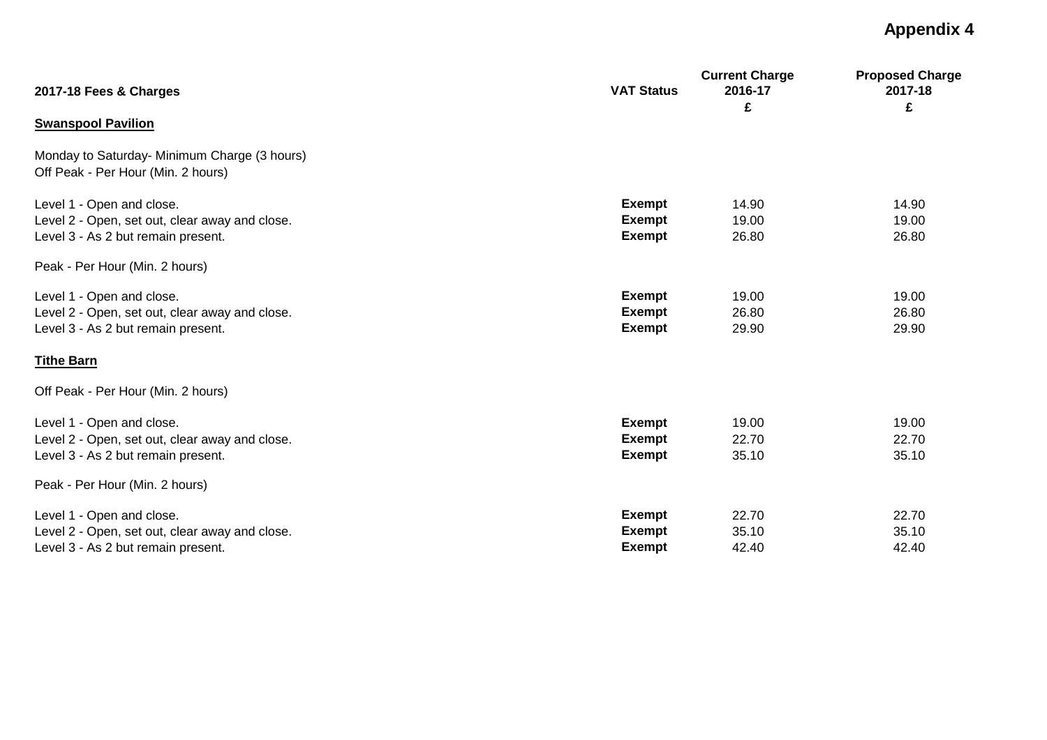# Appendix 4

| 2017-18 Fees & Charges | VAT Status | Current Charge 2016-17 £ | Proposed Charge 2017-18 £ |
|---|---|---|---|
| **Swanspool Pavilion** | | | |
| Monday to Saturday- Minimum Charge (3 hours) | | | |
| Off Peak - Per Hour (Min. 2 hours) | | | |
| Level 1 - Open and close. | **Exempt** | 14.90 | 14.90 |
| Level 2 - Open, set out, clear away and close. | **Exempt** | 19.00 | 19.00 |
| Level 3 - As 2 but remain present. | **Exempt** | 26.80 | 26.80 |
| Peak - Per Hour (Min. 2 hours) | | | |
| Level 1 - Open and close. | **Exempt** | 19.00 | 19.00 |
| Level 2 - Open, set out, clear away and close. | **Exempt** | 26.80 | 26.80 |
| Level 3 - As 2 but remain present. | **Exempt** | 29.90 | 29.90 |
| **Tithe Barn** | | | |
| Off Peak - Per Hour (Min. 2 hours) | | | |
| Level 1 - Open and close. | **Exempt** | 19.00 | 19.00 |
| Level 2 - Open, set out, clear away and close. | **Exempt** | 22.70 | 22.70 |
| Level 3 - As 2 but remain present. | **Exempt** | 35.10 | 35.10 |
| Peak - Per Hour (Min. 2 hours) | | | |
| Level 1 - Open and close. | **Exempt** | 22.70 | 22.70 |
| Level 2 - Open, set out, clear away and close. | **Exempt** | 35.10 | 35.10 |
| Level 3 - As 2 but remain present. | **Exempt** | 42.40 | 42.40 |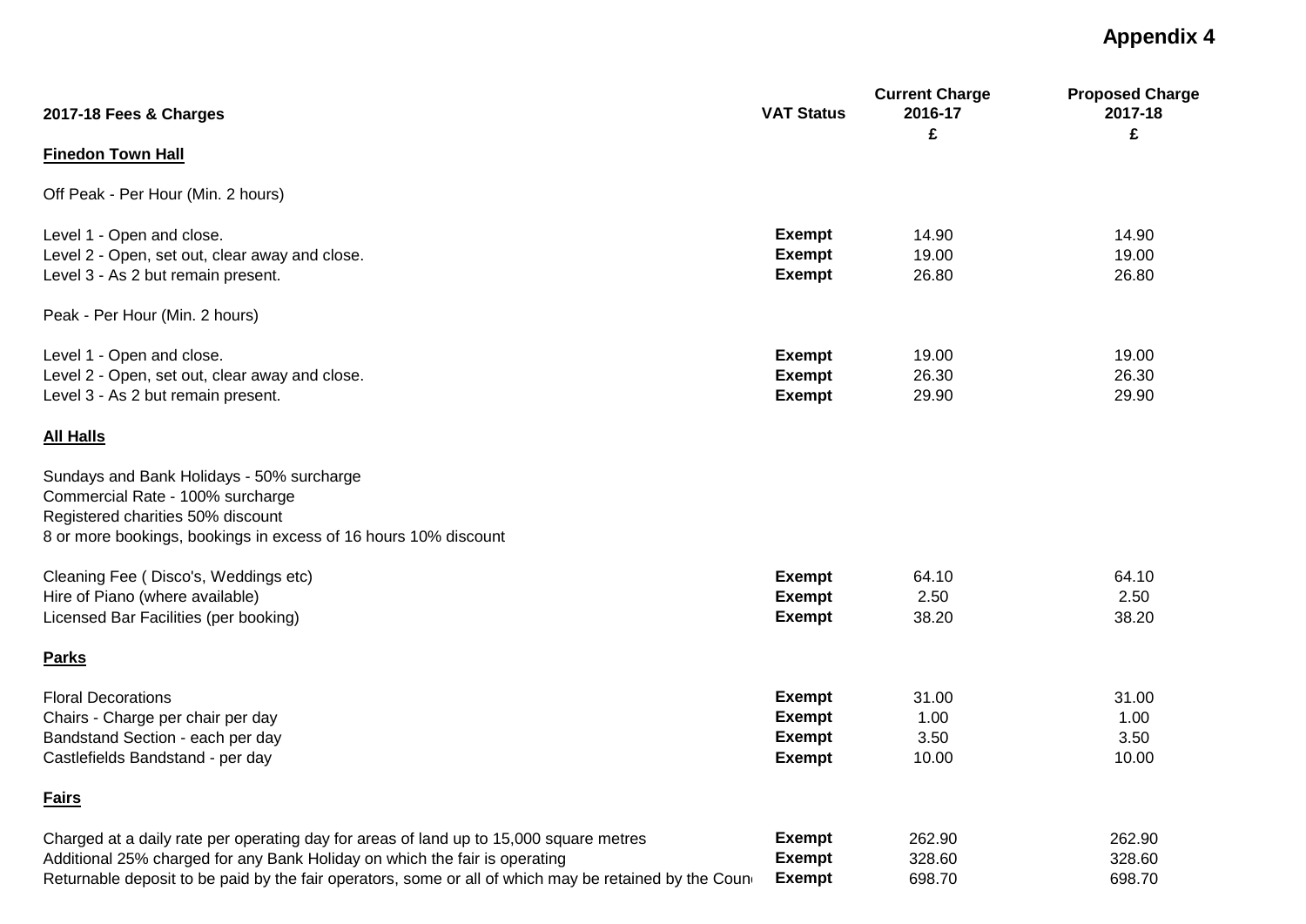**Appendix 4**

| 2017-18 Fees & Charges | VAT Status | Current Charge 2016-17 £ | Proposed Charge 2017-18 £ |
|---|---|---|---|
| **Finedon Town Hall** | | | |
| Off Peak - Per Hour (Min. 2 hours) | | | |
| Level 1 - Open and close. | **Exempt** | 14.90 | 14.90 |
| Level 2 - Open, set out, clear away and close. | **Exempt** | 19.00 | 19.00 |
| Level 3 - As 2 but remain present. | **Exempt** | 26.80 | 26.80 |
| Peak - Per Hour (Min. 2 hours) | | | |
| Level 1 - Open and close. | **Exempt** | 19.00 | 19.00 |
| Level 2 - Open, set out, clear away and close. | **Exempt** | 26.30 | 26.30 |
| Level 3 - As 2 but remain present. | **Exempt** | 29.90 | 29.90 |
| **All Halls** | | | |
| Sundays and Bank Holidays - 50% surcharge | | | |
| Commercial Rate - 100% surcharge | | | |
| Registered charities 50% discount | | | |
| 8 or more bookings, bookings in excess of 16 hours 10% discount | | | |
| Cleaning Fee ( Disco's, Weddings etc) | **Exempt** | 64.10 | 64.10 |
| Hire of Piano (where available) | **Exempt** | 2.50 | 2.50 |
| Licensed Bar Facilities (per booking) | **Exempt** | 38.20 | 38.20 |
| **Parks** | | | |
| Floral Decorations | **Exempt** | 31.00 | 31.00 |
| Chairs - Charge per chair per day | **Exempt** | 1.00 | 1.00 |
| Bandstand Section - each per day | **Exempt** | 3.50 | 3.50 |
| Castlefields Bandstand - per day | **Exempt** | 10.00 | 10.00 |
| **Fairs** | | | |
| Charged at a daily rate per operating day for areas of land up to 15,000 square metres | **Exempt** | 262.90 | 262.90 |
| Additional 25% charged for any Bank Holiday on which the fair is operating | **Exempt** | 328.60 | 328.60 |
| Returnable deposit to be paid by the fair operators, some or all of which may be retained by the Coun | **Exempt** | 698.70 | 698.70 |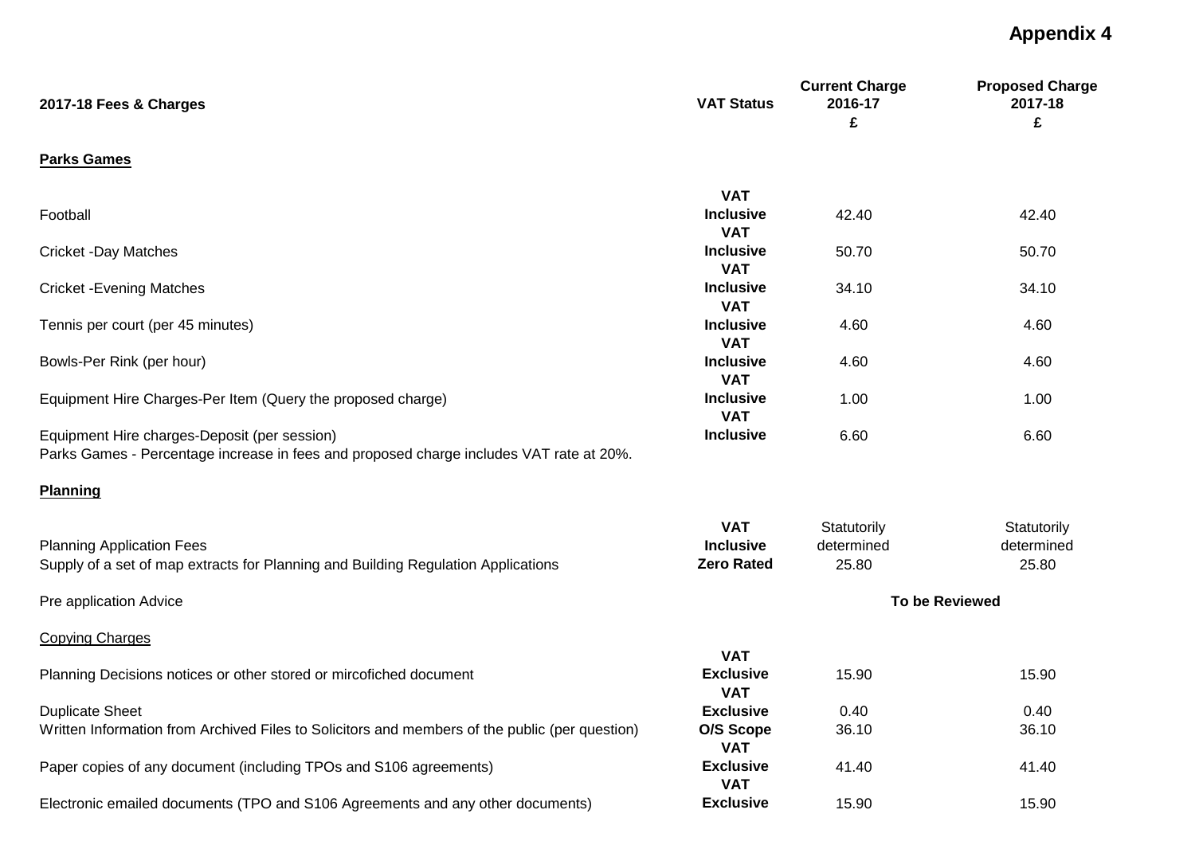# Appendix 4

| 2017-18 Fees & Charges | VAT Status | Current Charge 2016-17 £ | Proposed Charge 2017-18 £ |
|---|---|---|---|
| **Parks Games** | | | |
| Football | **VAT Inclusive** | 42.40 | 42.40 |
| Cricket -Day Matches | **VAT Inclusive** | 50.70 | 50.70 |
| Cricket -Evening Matches | **VAT Inclusive** | 34.10 | 34.10 |
| Tennis per court (per 45 minutes) | **VAT Inclusive** | 4.60 | 4.60 |
| Bowls-Per Rink (per hour) | **VAT Inclusive** | 4.60 | 4.60 |
| Equipment Hire Charges-Per Item (Query the proposed charge) | **VAT Inclusive** | 1.00 | 1.00 |
| Equipment Hire charges-Deposit (per session) | **VAT Inclusive** | 6.60 | 6.60 |
| Parks Games - Percentage increase in fees and proposed charge includes VAT rate at 20%. | | | |
| **Planning** | | | |
| Planning Application Fees | **VAT Inclusive** | Statutorily determined | Statutorily determined |
| Supply of a set of map extracts for Planning and Building Regulation Applications | **Zero Rated** | 25.80 | 25.80 |
| Pre application Advice | | **To be Reviewed** | |
| Copying Charges | | | |
| Planning Decisions notices or other stored or mircofiched document | **VAT Exclusive** | 15.90 | 15.90 |
| Duplicate Sheet | **VAT Exclusive** | 0.40 | 0.40 |
| Written Information from Archived Files to Solicitors and members of the public (per question) | **O/S Scope** | 36.10 | 36.10 |
| Paper copies of any document (including TPOs and S106 agreements) | **VAT Exclusive** | 41.40 | 41.40 |
| Electronic emailed documents (TPO and S106 Agreements and any other documents) | **VAT Exclusive** | 15.90 | 15.90 |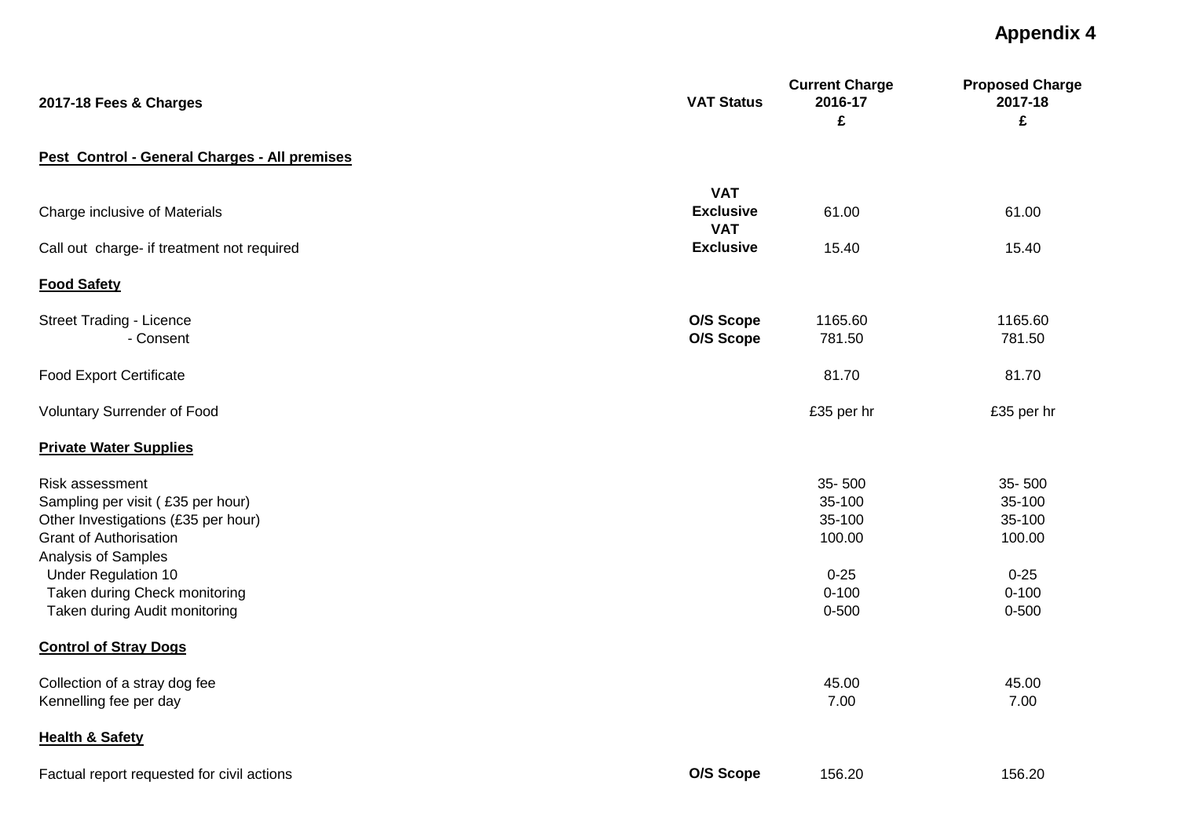**Appendix 4**

| 2017-18 Fees & Charges | VAT Status | Current Charge 2016-17 £ | Proposed Charge 2017-18 £ |
|---|---|---|---|
| **Pest Control - General Charges - All premises** | | | |
| Charge inclusive of Materials | **VAT Exclusive** | 61.00 | 61.00 |
| Call out charge- if treatment not required | **VAT Exclusive** | 15.40 | 15.40 |
| **Food Safety** | | | |
| Street Trading - Licence | **O/S Scope** | 1165.60 | 1165.60 |
| - Consent | **O/S Scope** | 781.50 | 781.50 |
| Food Export Certificate | | 81.70 | 81.70 |
| Voluntary Surrender of Food | | £35 per hr | £35 per hr |
| **Private Water Supplies** | | | |
| Risk assessment | | 35- 500 | 35- 500 |
| Sampling per visit ( £35 per hour) | | 35-100 | 35-100 |
| Other Investigations (£35 per hour) | | 35-100 | 35-100 |
| Grant of Authorisation | | 100.00 | 100.00 |
| Analysis of Samples | | | |
| Under Regulation 10 | | 0-25 | 0-25 |
| Taken during Check monitoring | | 0-100 | 0-100 |
| Taken during Audit monitoring | | 0-500 | 0-500 |
| **Control of Stray Dogs** | | | |
| Collection of a stray dog fee | | 45.00 | 45.00 |
| Kennelling fee per day | | 7.00 | 7.00 |
| **Health & Safety** | | | |
| Factual report requested for civil actions | **O/S Scope** | 156.20 | 156.20 |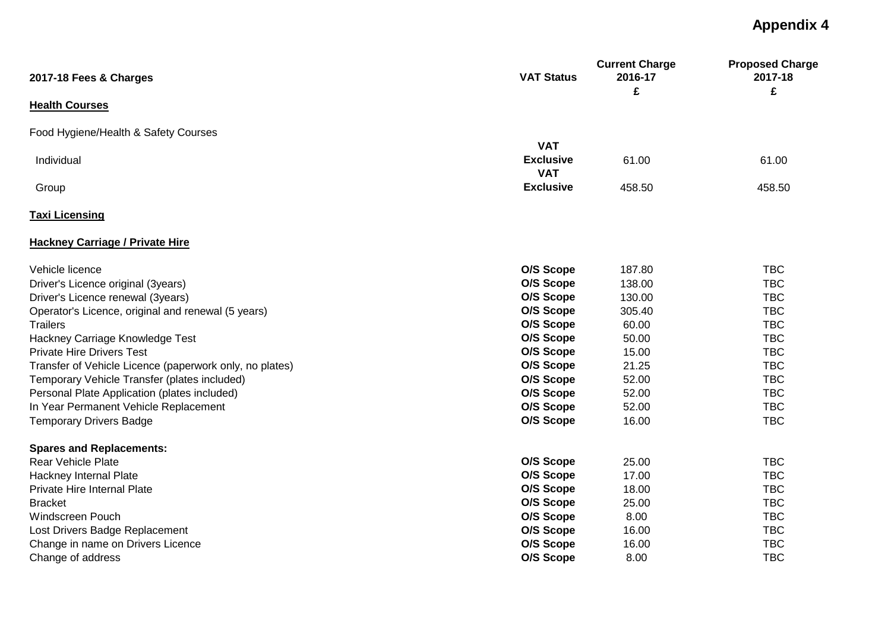# Appendix 4

| 2017-18 Fees & Charges | VAT Status | Current Charge 2016-17 £ | Proposed Charge 2017-18 £ |
|---|---|---|---|
| **Health Courses** | | | |
| Food Hygiene/Health & Safety Courses | | | |
| Individual | **VAT Exclusive** | 61.00 | 61.00 |
| Group | **VAT Exclusive** | 458.50 | 458.50 |
| **Taxi Licensing** | | | |
| **Hackney Carriage / Private Hire** | | | |
| Vehicle licence | **O/S Scope** | 187.80 | TBC |
| Driver's Licence original (3years) | **O/S Scope** | 138.00 | TBC |
| Driver's Licence renewal (3years) | **O/S Scope** | 130.00 | TBC |
| Operator's Licence, original and renewal (5 years) | **O/S Scope** | 305.40 | TBC |
| Trailers | **O/S Scope** | 60.00 | TBC |
| Hackney Carriage Knowledge Test | **O/S Scope** | 50.00 | TBC |
| Private Hire Drivers Test | **O/S Scope** | 15.00 | TBC |
| Transfer of Vehicle Licence (paperwork only, no plates) | **O/S Scope** | 21.25 | TBC |
| Temporary Vehicle Transfer (plates included) | **O/S Scope** | 52.00 | TBC |
| Personal Plate Application (plates included) | **O/S Scope** | 52.00 | TBC |
| In Year Permanent Vehicle Replacement | **O/S Scope** | 52.00 | TBC |
| Temporary Drivers Badge | **O/S Scope** | 16.00 | TBC |
| **Spares and Replacements:** | | | |
| Rear Vehicle Plate | **O/S Scope** | 25.00 | TBC |
| Hackney Internal Plate | **O/S Scope** | 17.00 | TBC |
| Private Hire Internal Plate | **O/S Scope** | 18.00 | TBC |
| Bracket | **O/S Scope** | 25.00 | TBC |
| Windscreen Pouch | **O/S Scope** | 8.00 | TBC |
| Lost Drivers Badge Replacement | **O/S Scope** | 16.00 | TBC |
| Change in name on Drivers Licence | **O/S Scope** | 16.00 | TBC |
| Change of address | **O/S Scope** | 8.00 | TBC |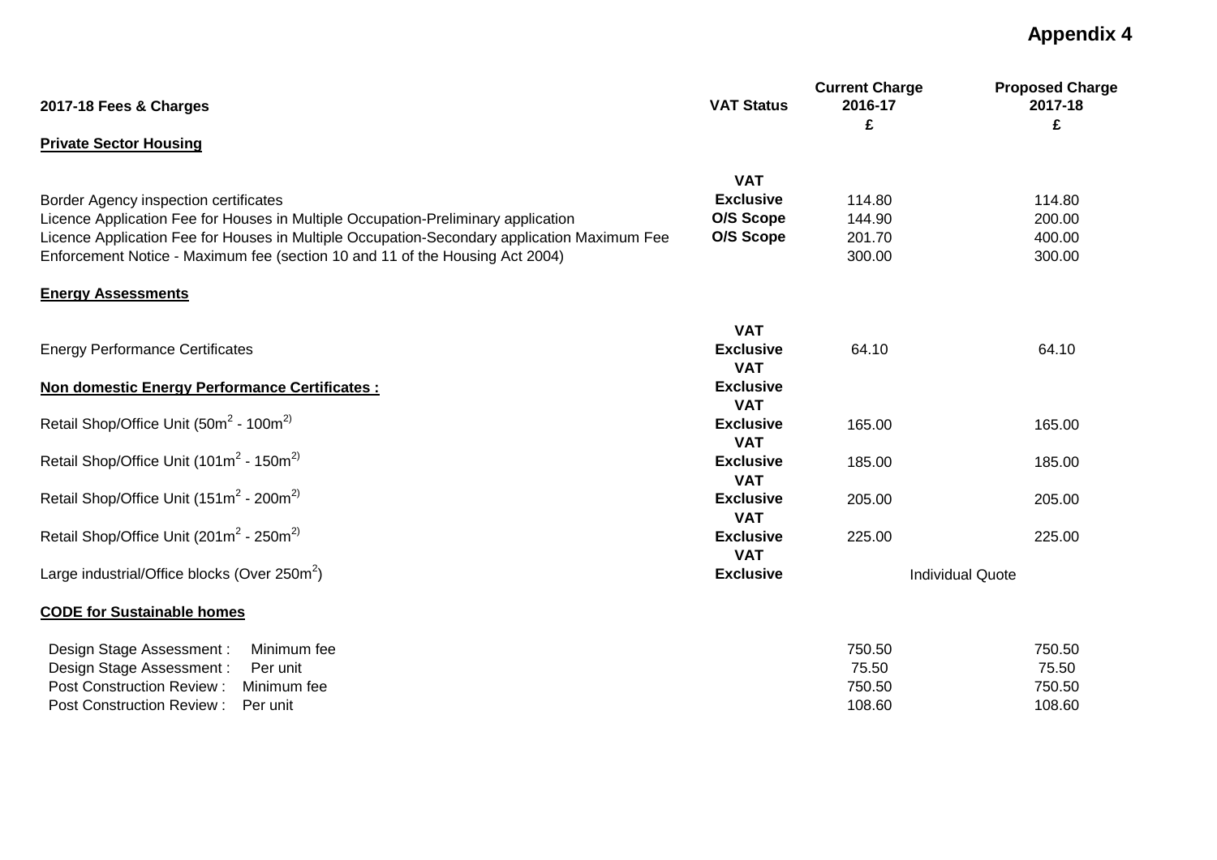# Appendix 4

| 2017-18 Fees & Charges | VAT Status | Current Charge 2016-17 £ | Proposed Charge 2017-18 £ |
|---|---|---|---|
| **Private Sector Housing** | | | |
| Border Agency inspection certificates | VAT Exclusive | 114.80 | 114.80 |
| Licence Application Fee for Houses in Multiple Occupation-Preliminary application | O/S Scope | 144.90 | 200.00 |
| Licence Application Fee for Houses in Multiple Occupation-Secondary application Maximum Fee | O/S Scope | 201.70 | 400.00 |
| Enforcement Notice - Maximum fee (section 10 and 11 of the Housing Act 2004) | | 300.00 | 300.00 |
| **Energy Assessments** | | | |
| Energy Performance Certificates | VAT Exclusive | 64.10 | 64.10 |
| **Non domestic Energy Performance Certificates :** | VAT Exclusive | | |
| Retail Shop/Office Unit ($50m^2$ - $100m^2$) | VAT Exclusive | 165.00 | 165.00 |
| Retail Shop/Office Unit ($101m^2$ - $150m^2$) | VAT Exclusive | 185.00 | 185.00 |
| Retail Shop/Office Unit ($151m^2$ - $200m^2$) | VAT Exclusive | 205.00 | 205.00 |
| Retail Shop/Office Unit ($201m^2$ - $250m^2$) | VAT Exclusive | 225.00 | 225.00 |
| Large industrial/Office blocks (Over $250m^2$) | VAT Exclusive | Individual Quote | |
| **CODE for Sustainable homes** | | | |
| Design Stage Assessment : Minimum fee | | 750.50 | 750.50 |
| Design Stage Assessment : Per unit | | 75.50 | 75.50 |
| Post Construction Review : Minimum fee | | 750.50 | 750.50 |
| Post Construction Review : Per unit | | 108.60 | 108.60 |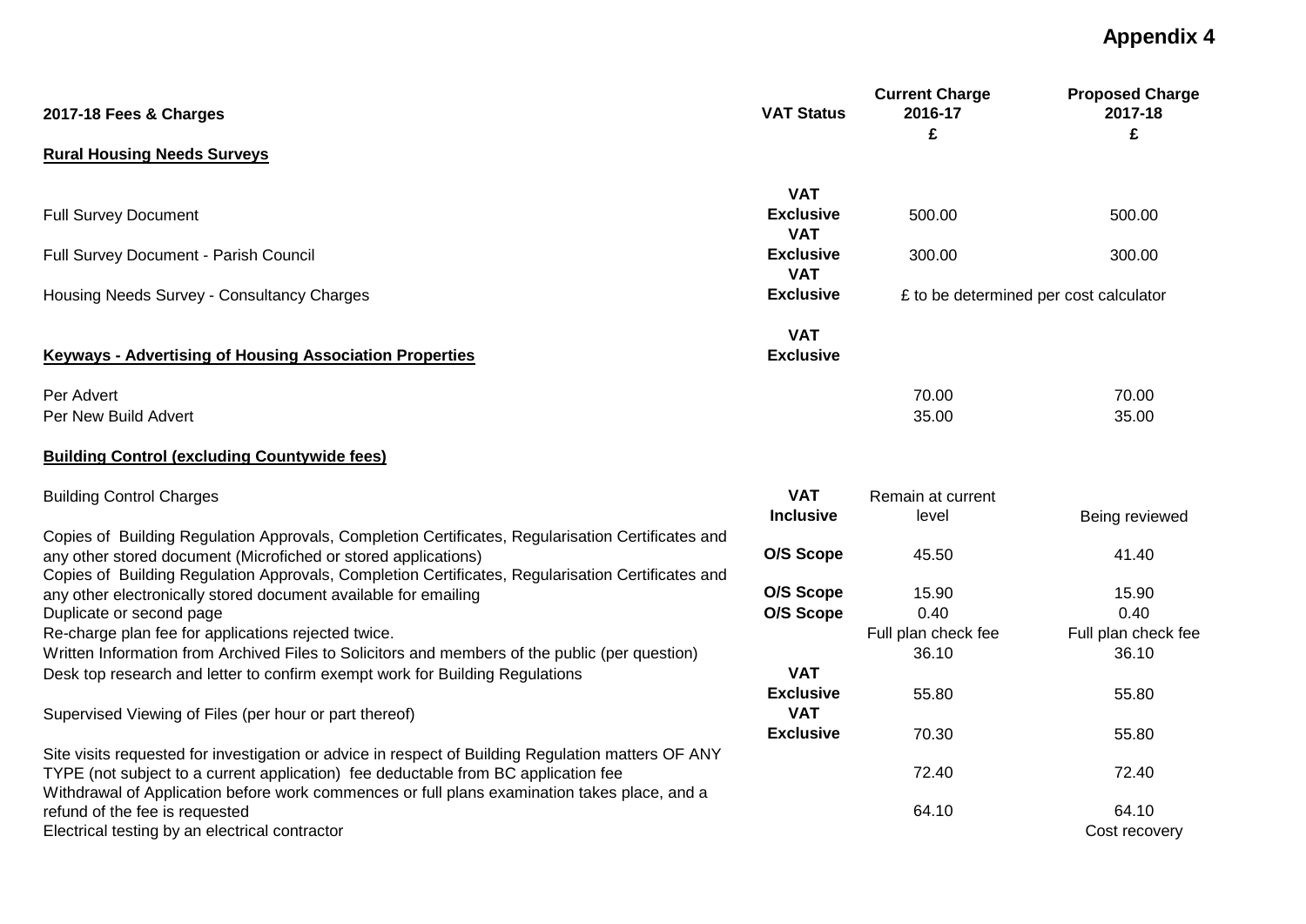# Appendix 4

| 2017-18 Fees & Charges | VAT Status | Current Charge 2016-17 £ | Proposed Charge 2017-18 £ |
|---|---|---|---|
| **Rural Housing Needs Surveys** | | | |
| Full Survey Document | VAT Exclusive | 500.00 | 500.00 |
| Full Survey Document - Parish Council | VAT Exclusive | 300.00 | 300.00 |
| Housing Needs Survey - Consultancy Charges | VAT Exclusive | £ to be determined per cost calculator | |
| **Keyways - Advertising of Housing Association Properties** | VAT Exclusive | | |
| Per Advert | | 70.00 | 70.00 |
| Per New Build Advert | | 35.00 | 35.00 |
| **Building Control (excluding Countywide fees)** | | | |
| Building Control Charges | VAT Inclusive | Remain at current level | Being reviewed |
| Copies of Building Regulation Approvals, Completion Certificates, Regularisation Certificates and any other stored document (Microfiched or stored applications) | O/S Scope | 45.50 | 41.40 |
| Copies of Building Regulation Approvals, Completion Certificates, Regularisation Certificates and any other electronically stored document available for emailing | O/S Scope | 15.90 | 15.90 |
| Duplicate or second page | O/S Scope | 0.40 | 0.40 |
| Re-charge plan fee for applications rejected twice. | | Full plan check fee | Full plan check fee |
| Written Information from Archived Files to Solicitors and members of the public (per question) | | 36.10 | 36.10 |
| Desk top research and letter to confirm exempt work for Building Regulations | VAT Exclusive | 55.80 | 55.80 |
| Supervised Viewing of Files (per hour or part thereof) | VAT Exclusive | 70.30 | 55.80 |
| Site visits requested for investigation or advice in respect of Building Regulation matters OF ANY TYPE (not subject to a current application) fee deductable from BC application fee | | 72.40 | 72.40 |
| Withdrawal of Application before work commences or full plans examination takes place, and a refund of the fee is requested | | 64.10 | 64.10 |
| Electrical testing by an electrical contractor | | | Cost recovery |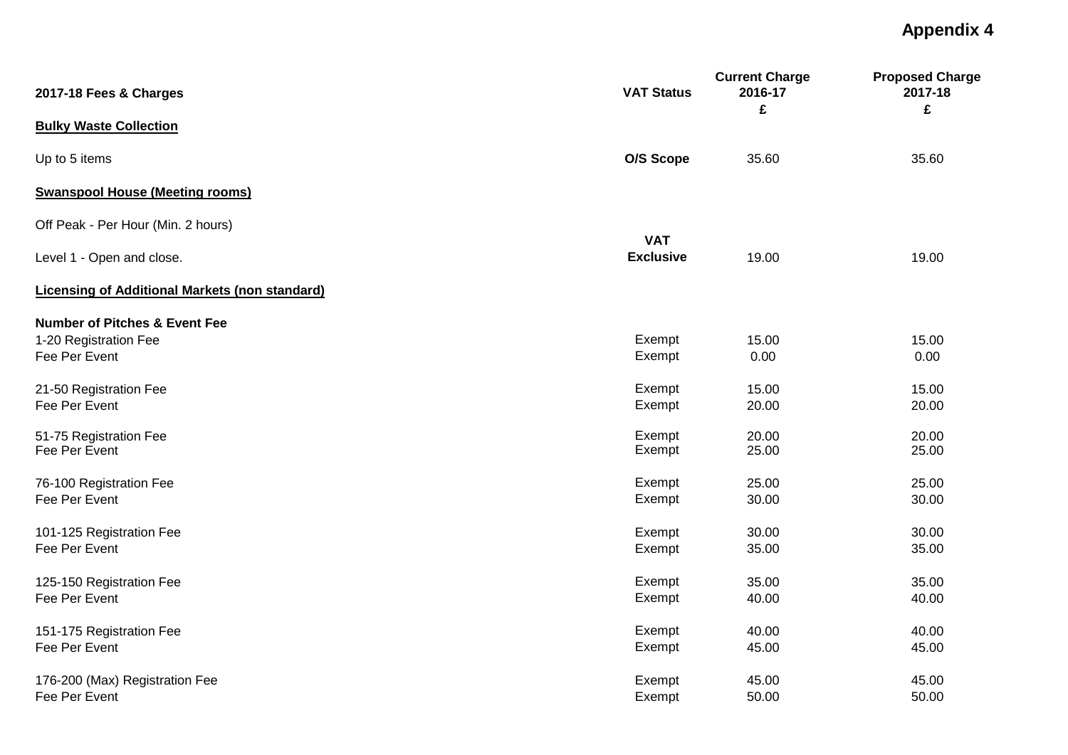**Appendix 4**

| 2017-18 Fees & Charges | VAT Status | Current Charge 2016-17 £ | Proposed Charge 2017-18 £ |
|---|---|---|---|
| **<u>Bulky Waste Collection</u>** | | | |
| Up to 5 items | **O/S Scope** | 35.60 | 35.60 |
| **<u>Swanspool House (Meeting rooms)</u>** | | | |
| Off Peak - Per Hour (Min. 2 hours) | | | |
| Level 1 - Open and close. | **VAT Exclusive** | 19.00 | 19.00 |
| **<u>Licensing of Additional Markets (non standard)</u>** | | | |
| **Number of Pitches & Event Fee** | | | |
| 1-20 Registration Fee | Exempt | 15.00 | 15.00 |
| Fee Per Event | Exempt | 0.00 | 0.00 |
| 21-50 Registration Fee | Exempt | 15.00 | 15.00 |
| Fee Per Event | Exempt | 20.00 | 20.00 |
| 51-75 Registration Fee | Exempt | 20.00 | 20.00 |
| Fee Per Event | Exempt | 25.00 | 25.00 |
| 76-100 Registration Fee | Exempt | 25.00 | 25.00 |
| Fee Per Event | Exempt | 30.00 | 30.00 |
| 101-125 Registration Fee | Exempt | 30.00 | 30.00 |
| Fee Per Event | Exempt | 35.00 | 35.00 |
| 125-150 Registration Fee | Exempt | 35.00 | 35.00 |
| Fee Per Event | Exempt | 40.00 | 40.00 |
| 151-175 Registration Fee | Exempt | 40.00 | 40.00 |
| Fee Per Event | Exempt | 45.00 | 45.00 |
| 176-200 (Max) Registration Fee | Exempt | 45.00 | 45.00 |
| Fee Per Event | Exempt | 50.00 | 50.00 |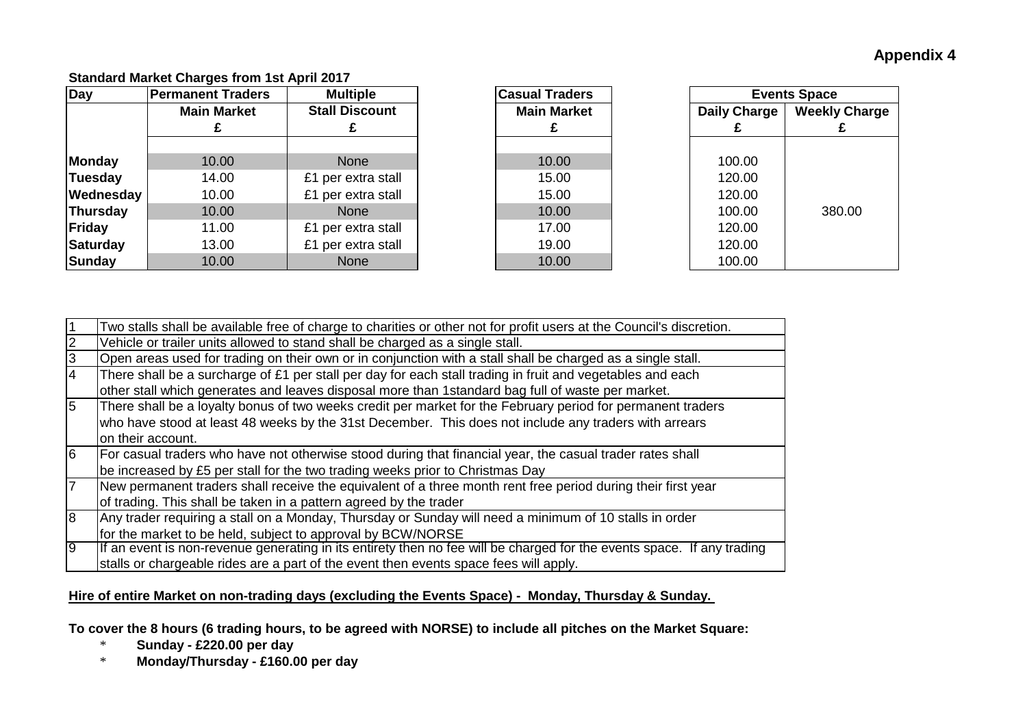**Appendix 4**

**Standard Market Charges from 1st April 2017**

| Day | Permanent Traders Main Market £ | Multiple Stall Discount £ | Casual Traders Main Market £ | Events Space Daily Charge £ | Events Space Weekly Charge £ |
|---|---|---|---|---|---|
| **Monday** | 10.00 | None | 10.00 | 100.00 | |
| **Tuesday** | 14.00 | £1 per extra stall | 15.00 | 120.00 | |
| **Wednesday** | 10.00 | £1 per extra stall | 15.00 | 120.00 | |
| **Thursday** | 10.00 | None | 10.00 | 100.00 | 380.00 |
| **Friday** | 11.00 | £1 per extra stall | 17.00 | 120.00 | |
| **Saturday** | 13.00 | £1 per extra stall | 19.00 | 120.00 | |
| **Sunday** | 10.00 | None | 10.00 | 100.00 | |

| | |
|---|---|
| 1 | Two stalls shall be available free of charge to charities or other not for profit users at the Council's discretion. |
| 2 | Vehicle or trailer units allowed to stand shall be charged as a single stall. |
| 3 | Open areas used for trading on their own or in conjunction with a stall shall be charged as a single stall. |
| 4 | There shall be a surcharge of £1 per stall per day for each stall trading in fruit and vegetables and each other stall which generates and leaves disposal more than 1standard bag full of waste per market. |
| 5 | There shall be a loyalty bonus of two weeks credit per market for the February period for permanent traders who have stood at least 48 weeks by the 31st December. This does not include any traders with arrears on their account. |
| 6 | For casual traders who have not otherwise stood during that financial year, the casual trader rates shall be increased by £5 per stall for the two trading weeks prior to Christmas Day |
| 7 | New permanent traders shall receive the equivalent of a three month rent free period during their first year of trading. This shall be taken in a pattern agreed by the trader |
| 8 | Any trader requiring a stall on a Monday, Thursday or Sunday will need a minimum of 10 stalls in order for the market to be held, subject to approval by BCW/NORSE |
| 9 | If an event is non-revenue generating in its entirety then no fee will be charged for the events space. If any trading stalls or chargeable rides are a part of the event then events space fees will apply. |

**<u>Hire of entire Market on non-trading days (excluding the Events Space) - Monday, Thursday & Sunday.</u>**

**To cover the 8 hours (6 trading hours, to be agreed with NORSE) to include all pitches on the Market Square:**

- **Sunday - £220.00 per day**
- **Monday/Thursday - £160.00 per day**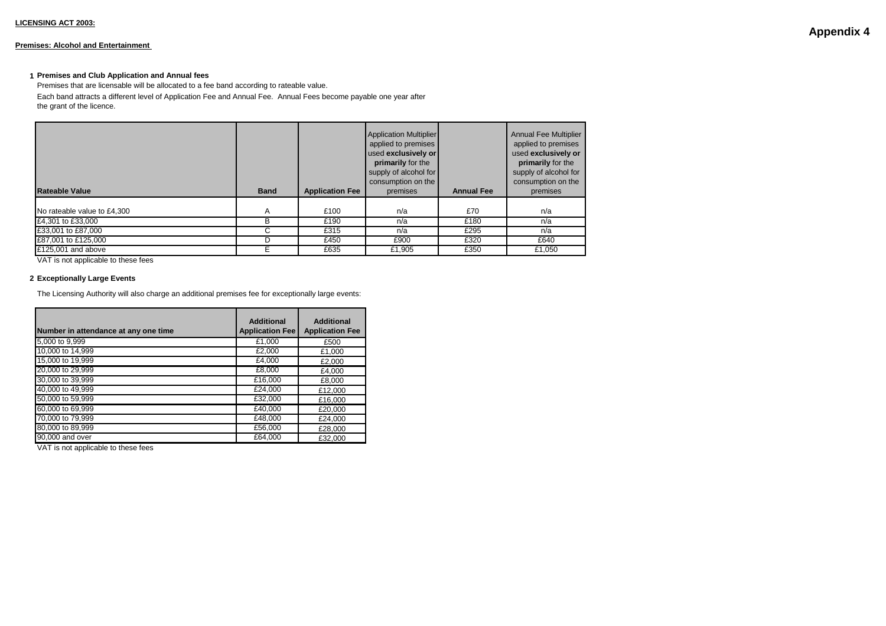**LICENSING ACT 2003:**

**Appendix 4**

**Premises: Alcohol and Entertainment**

**1 Premises and Club Application and Annual fees**

Premises that are licensable will be allocated to a fee band according to rateable value.

Each band attracts a different level of Application Fee and Annual Fee. Annual Fees become payable one year after the grant of the licence.

| Rateable Value | Band | Application Fee | Application Multiplier applied to premises used **exclusively or primarily** for the supply of alcohol for consumption on the premises | Annual Fee | Annual Fee Multiplier applied to premises used **exclusively or primarily** for the supply of alcohol for consumption on the premises |
|---|---|---|---|---|---|
| No rateable value to £4,300 | A | £100 | n/a | £70 | n/a |
| £4,301 to £33,000 | B | £190 | n/a | £180 | n/a |
| £33,001 to £87,000 | C | £315 | n/a | £295 | n/a |
| £87,001 to £125,000 | D | £450 | £900 | £320 | £640 |
| £125,001 and above | E | £635 | £1,905 | £350 | £1,050 |

VAT is not applicable to these fees

**2 Exceptionally Large Events**

The Licensing Authority will also charge an additional premises fee for exceptionally large events:

| Number in attendance at any one time | Additional Application Fee | Additional Application Fee |
|---|---|---|
| 5,000 to 9,999 | £1,000 | £500 |
| 10,000 to 14,999 | £2,000 | £1,000 |
| 15,000 to 19,999 | £4,000 | £2,000 |
| 20,000 to 29,999 | £8,000 | £4,000 |
| 30,000 to 39,999 | £16,000 | £8,000 |
| 40,000 to 49,999 | £24,000 | £12,000 |
| 50,000 to 59,999 | £32,000 | £16,000 |
| 60,000 to 69,999 | £40,000 | £20,000 |
| 70,000 to 79,999 | £48,000 | £24,000 |
| 80,000 to 89,999 | £56,000 | £28,000 |
| 90,000 and over | £64,000 | £32,000 |

VAT is not applicable to these fees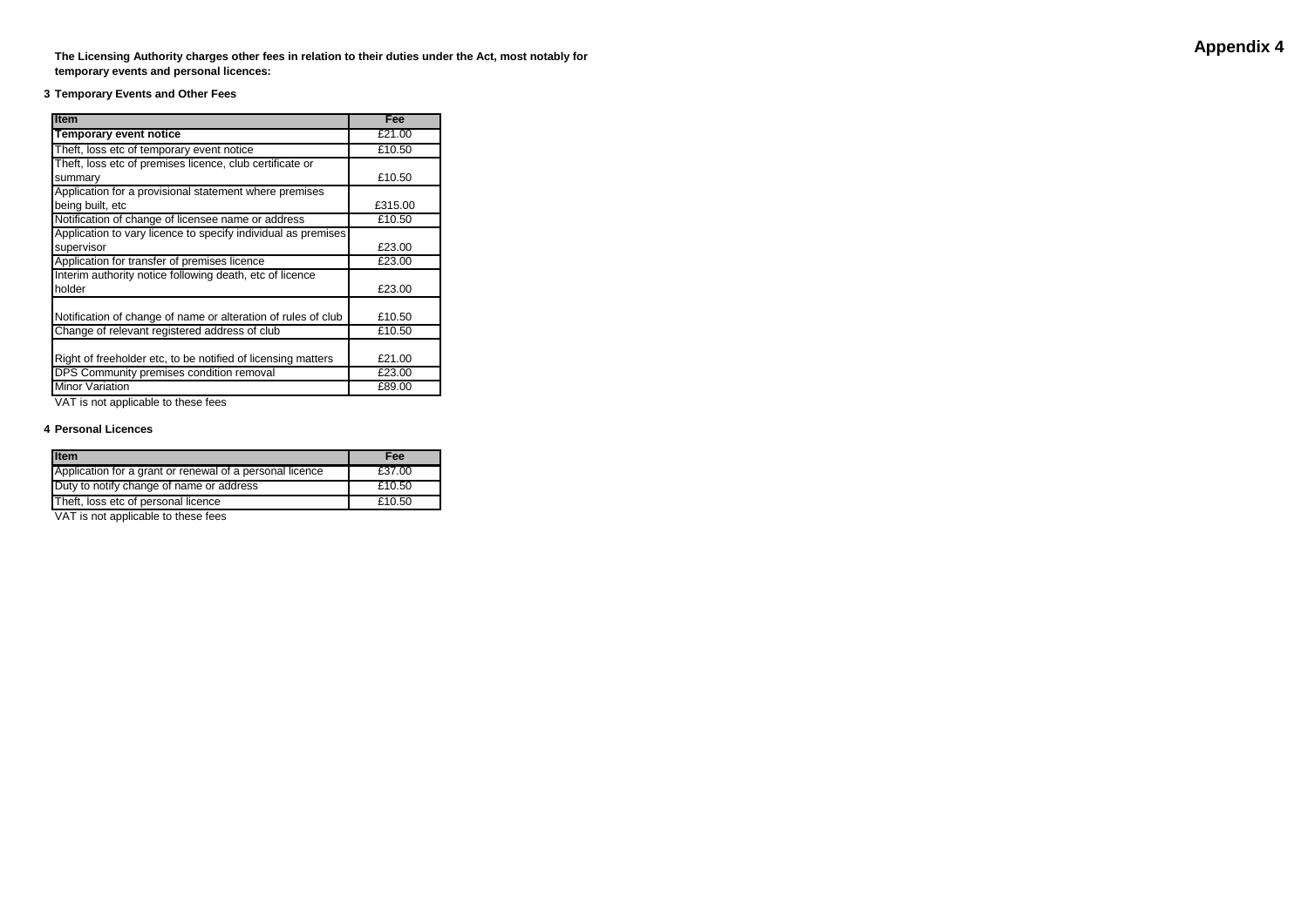# Appendix 4

**The Licensing Authority charges other fees in relation to their duties under the Act, most notably for temporary events and personal licences:**

### 3 Temporary Events and Other Fees

| Item | Fee |
|---|---|
| **Temporary event notice** | £21.00 |
| Theft, loss etc of temporary event notice | £10.50 |
| Theft, loss etc of premises licence, club certificate or summary | £10.50 |
| Application for a provisional statement where premises being built, etc | £315.00 |
| Notification of change of licensee name or address | £10.50 |
| Application to vary licence to specify individual as premises supervisor | £23.00 |
| Application for transfer of premises licence | £23.00 |
| Interim authority notice following death, etc of licence holder | £23.00 |
| Notification of change of name or alteration of rules of club | £10.50 |
| Change of relevant registered address of club | £10.50 |
| Right of freeholder etc, to be notified of licensing matters | £21.00 |
| DPS Community premises condition removal | £23.00 |
| Minor Variation | £89.00 |

VAT is not applicable to these fees

### 4 Personal Licences

| Item | Fee |
|---|---|
| Application for a grant or renewal of a personal licence | £37.00 |
| Duty to notify change of name or address | £10.50 |
| Theft, loss etc of personal licence | £10.50 |

VAT is not applicable to these fees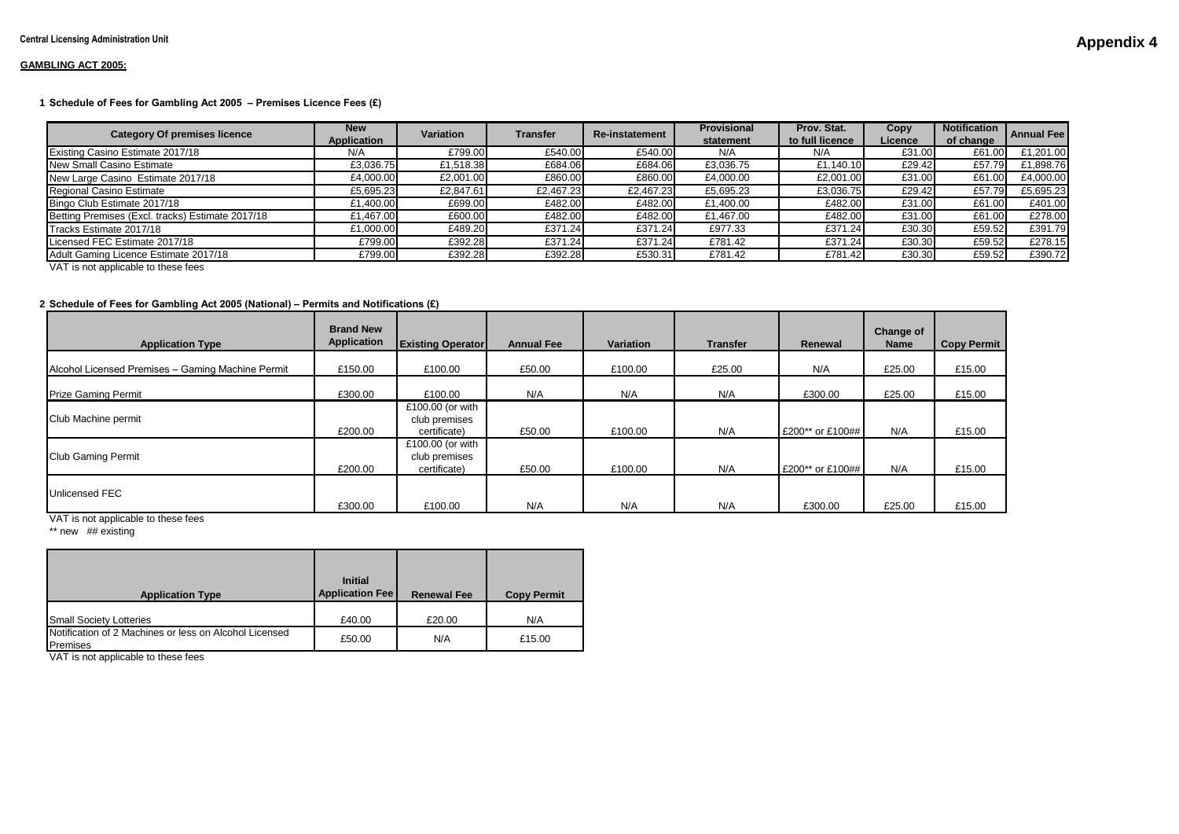Central Licensing Administration Unit

**Appendix 4**

**GAMBLING ACT 2005:**

**1 Schedule of Fees for Gambling Act 2005 – Premises Licence Fees (£)**

| Category Of premises licence | New Application | Variation | Transfer | Re-instatement | Provisional statement | Prov. Stat. to full licence | Copy Licence | Notification of change | Annual Fee |
|---|---|---|---|---|---|---|---|---|---|
| Existing Casino Estimate 2017/18 | N/A | £799.00 | £540.00 | £540.00 | N/A | N/A | £31.00 | £61.00 | £1,201.00 |
| New Small Casino Estimate | £3,036.75 | £1,518.38 | £684.06 | £684.06 | £3,036.75 | £1,140.10 | £29.42 | £57.79 | £1,898.76 |
| New Large Casino Estimate 2017/18 | £4,000.00 | £2,001.00 | £860.00 | £860.00 | £4,000.00 | £2,001.00 | £31.00 | £61.00 | £4,000.00 |
| Regional Casino Estimate | £5,695.23 | £2,847.61 | £2,467.23 | £2,467.23 | £5,695.23 | £3,036.75 | £29.42 | £57.79 | £5,695.23 |
| Bingo Club Estimate 2017/18 | £1,400.00 | £699.00 | £482.00 | £482.00 | £1,400.00 | £482.00 | £31.00 | £61.00 | £401.00 |
| Betting Premises (Excl. tracks) Estimate 2017/18 | £1,467.00 | £600.00 | £482.00 | £482.00 | £1,467.00 | £482.00 | £31.00 | £61.00 | £278.00 |
| Tracks Estimate 2017/18 | £1,000.00 | £489.20 | £371.24 | £371.24 | £977.33 | £371.24 | £30.30 | £59.52 | £391.79 |
| Licensed FEC Estimate 2017/18 | £799.00 | £392.28 | £371.24 | £371.24 | £781.42 | £371.24 | £30.30 | £59.52 | £278.15 |
| Adult Gaming Licence Estimate 2017/18 | £799.00 | £392.28 | £392.28 | £530.31 | £781.42 | £781.42 | £30.30 | £59.52 | £390.72 |

VAT is not applicable to these fees

**2 Schedule of Fees for Gambling Act 2005 (National) – Permits and Notifications (£)**

| Application Type | Brand New Application | Existing Operator | Annual Fee | Variation | Transfer | Renewal | Change of Name | Copy Permit |
|---|---|---|---|---|---|---|---|---|
| Alcohol Licensed Premises – Gaming Machine Permit | £150.00 | £100.00 | £50.00 | £100.00 | £25.00 | N/A | £25.00 | £15.00 |
| Prize Gaming Permit | £300.00 | £100.00 | N/A | N/A | N/A | £300.00 | £25.00 | £15.00 |
| Club Machine permit | £200.00 | £100.00 (or with club premises certificate) | £50.00 | £100.00 | N/A | £200** or £100## | N/A | £15.00 |
| Club Gaming Permit | £200.00 | £100.00 (or with club premises certificate) | £50.00 | £100.00 | N/A | £200** or £100## | N/A | £15.00 |
| Unlicensed FEC | £300.00 | £100.00 | N/A | N/A | N/A | £300.00 | £25.00 | £15.00 |

VAT is not applicable to these fees

** new ## existing

| Application Type | Initial Application Fee | Renewal Fee | Copy Permit |
|---|---|---|---|
| Small Society Lotteries | £40.00 | £20.00 | N/A |
| Notification of 2 Machines or less on Alcohol Licensed Premises | £50.00 | N/A | £15.00 |

VAT is not applicable to these fees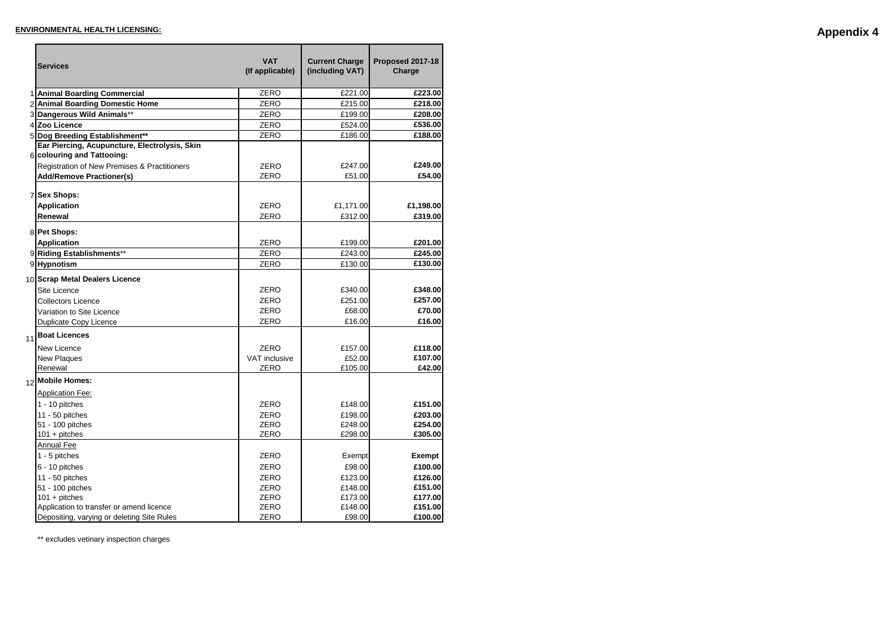**ENVIRONMENTAL HEALTH LICENSING:**

**Appendix 4**

| | Services | VAT (If applicable) | Current Charge (including VAT) | Proposed 2017-18 Charge |
|---|---|---|---|---|
| 1 | **Animal Boarding Commercial** | ZERO | £221.00 | **£223.00** |
| 2 | **Animal Boarding Domestic Home** | ZERO | £215.00 | **£218.00** |
| 3 | **Dangerous Wild Animals**** | ZERO | £199.00 | **£208.00** |
| 4 | **Zoo Licence** | ZERO | £524.00 | **£536.00** |
| 5 | **Dog Breeding Establishment**** | ZERO | £186.00 | **£188.00** |
| 6 | **Ear Piercing, Acupuncture, Electrolysis, Skin colouring and Tattooing:** | | | |
| | Registration of New Premises & Practitioners | ZERO | £247.00 | **£249.00** |
| | **Add/Remove Practioner(s)** | ZERO | £51.00 | **£54.00** |
| 7 | **Sex Shops:** | | | |
| | **Application** | ZERO | £1,171.00 | **£1,198.00** |
| | **Renewal** | ZERO | £312.00 | **£319.00** |
| 8 | **Pet Shops:** | | | |
| | **Application** | ZERO | £199.00 | **£201.00** |
| 9 | **Riding Establishments**** | ZERO | £243.00 | **£245.00** |
| 9 | **Hypnotism** | ZERO | £130.00 | **£130.00** |
| 10 | **Scrap Metal Dealers Licence** | | | |
| | Site Licence | ZERO | £340.00 | **£348.00** |
| | Collectors Licence | ZERO | £251.00 | **£257.00** |
| | Variation to Site Licence | ZERO | £68.00 | **£70.00** |
| | Duplicate Copy Licence | ZERO | £16.00 | **£16.00** |
| 11 | **Boat Licences** | | | |
| | New Licence | ZERO | £157.00 | **£118.00** |
| | New Plaques | VAT inclusive | £52.00 | **£107.00** |
| | Renewal | ZERO | £105.00 | **£42.00** |
| 12 | **Mobile Homes:** | | | |
| | Application Fee: | | | |
| | 1 - 10 pitches | ZERO | £148.00 | **£151.00** |
| | 11 - 50 pitches | ZERO | £198.00 | **£203.00** |
| | 51 - 100 pitches | ZERO | £248.00 | **£254.00** |
| | 101 + pitches | ZERO | £298.00 | **£305.00** |
| | Annual Fee | | | |
| | 1 - 5 pitches | ZERO | Exempt | **Exempt** |
| | 6 - 10 pitches | ZERO | £98.00 | **£100.00** |
| | 11 - 50 pitches | ZERO | £123.00 | **£126.00** |
| | 51 - 100 pitches | ZERO | £148.00 | **£151.00** |
| | 101 + pitches | ZERO | £173.00 | **£177.00** |
| | Application to transfer or amend licence | ZERO | £148.00 | **£151.00** |
| | Depositing, varying or deleting Site Rules | ZERO | £98.00 | **£100.00** |

** excludes vetinary inspection charges